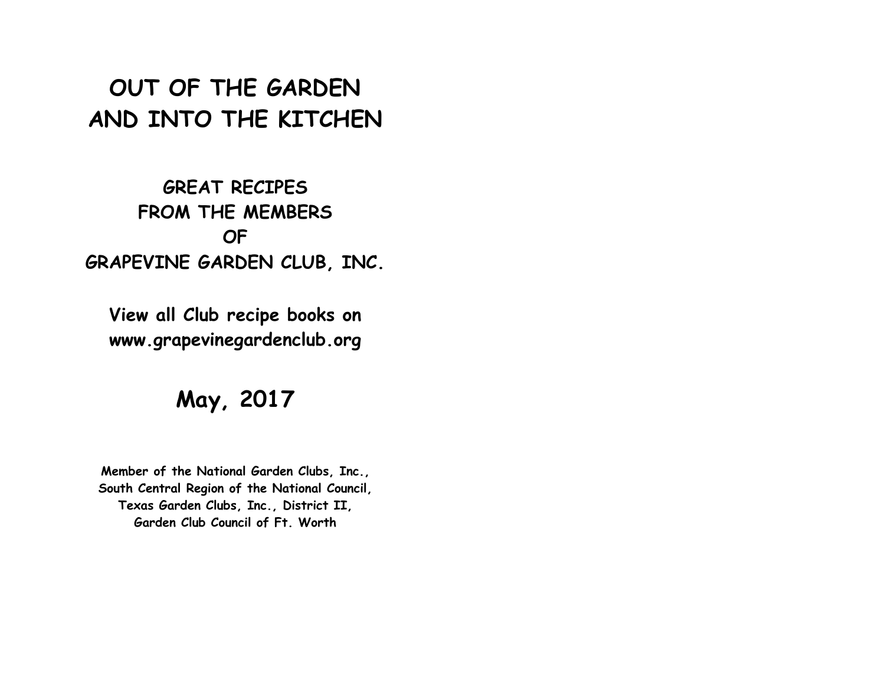# OUT OF THE GARDEN AND INTO THE KITCHEN

## GREAT RECIPES FROM THE MEMBERS OF GRAPEVINE GARDEN CLUB, INC.

**View all Club recipe books on www.grapevinegardenclub.org**

## May, 2017

**Member of the National Garden Clubs, Inc., South Central Region of the National Council, Texas Garden Clubs, Inc., District II, Garden Club Council of Ft. Worth**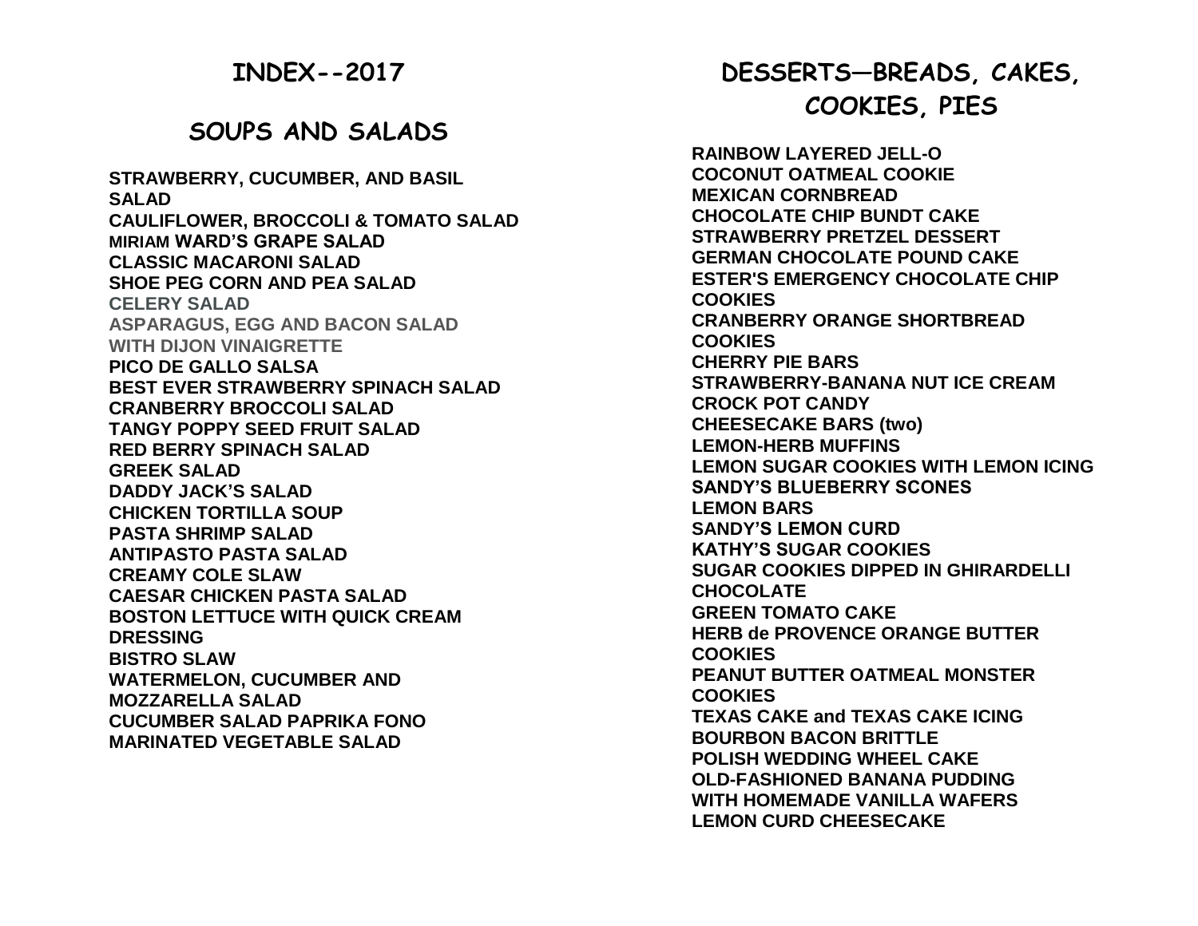# INDEX--2017

## SOUPS AND SALADS

**STRAWBERRY, CUCUMBER, AND BASIL SALAD**
**CAULIFLOWER, BROCCOLI & TOMATO SALAD**
**MIRIAM WARD'S GRAPE SALAD**
**CLASSIC MACARONI SALAD**
**SHOE PEG CORN AND PEA SALAD**
**CELERY SALAD**
**ASPARAGUS, EGG AND BACON SALAD WITH DIJON VINAIGRETTE**
**PICO DE GALLO SALSA**
**BEST EVER STRAWBERRY SPINACH SALAD**
**CRANBERRY BROCCOLI SALAD**
**TANGY POPPY SEED FRUIT SALAD**
**RED BERRY SPINACH SALAD**
**GREEK SALAD**
**DADDY JACK'S SALAD**
**CHICKEN TORTILLA SOUP**
**PASTA SHRIMP SALAD**
**ANTIPASTO PASTA SALAD**
**CREAMY COLE SLAW**
**CAESAR CHICKEN PASTA SALAD**
**BOSTON LETTUCE WITH QUICK CREAM DRESSING**
**BISTRO SLAW**
**WATERMELON, CUCUMBER AND MOZZARELLA SALAD**
**CUCUMBER SALAD PAPRIKA FONO**
**MARINATED VEGETABLE SALAD**

## DESSERTS—BREADS, CAKES, COOKIES, PIES

**RAINBOW LAYERED JELL-O**
**COCONUT OATMEAL COOKIE**
**MEXICAN CORNBREAD**
**CHOCOLATE CHIP BUNDT CAKE**
**STRAWBERRY PRETZEL DESSERT**
**GERMAN CHOCOLATE POUND CAKE**
**ESTER'S EMERGENCY CHOCOLATE CHIP COOKIES**
**CRANBERRY ORANGE SHORTBREAD COOKIES**
**CHERRY PIE BARS**
**STRAWBERRY-BANANA NUT ICE CREAM**
**CROCK POT CANDY**
**CHEESECAKE BARS (two)**
**LEMON-HERB MUFFINS**
**LEMON SUGAR COOKIES WITH LEMON ICING**
**SANDY'S BLUEBERRY SCONES**
**LEMON BARS**
**SANDY'S LEMON CURD**
**KATHY'S SUGAR COOKIES**
**SUGAR COOKIES DIPPED IN GHIRARDELLI CHOCOLATE**
**GREEN TOMATO CAKE**
**HERB de PROVENCE ORANGE BUTTER COOKIES**
**PEANUT BUTTER OATMEAL MONSTER COOKIES**
**TEXAS CAKE and TEXAS CAKE ICING**
**BOURBON BACON BRITTLE**
**POLISH WEDDING WHEEL CAKE**
**OLD-FASHIONED BANANA PUDDING WITH HOMEMADE VANILLA WAFERS**
**LEMON CURD CHEESECAKE**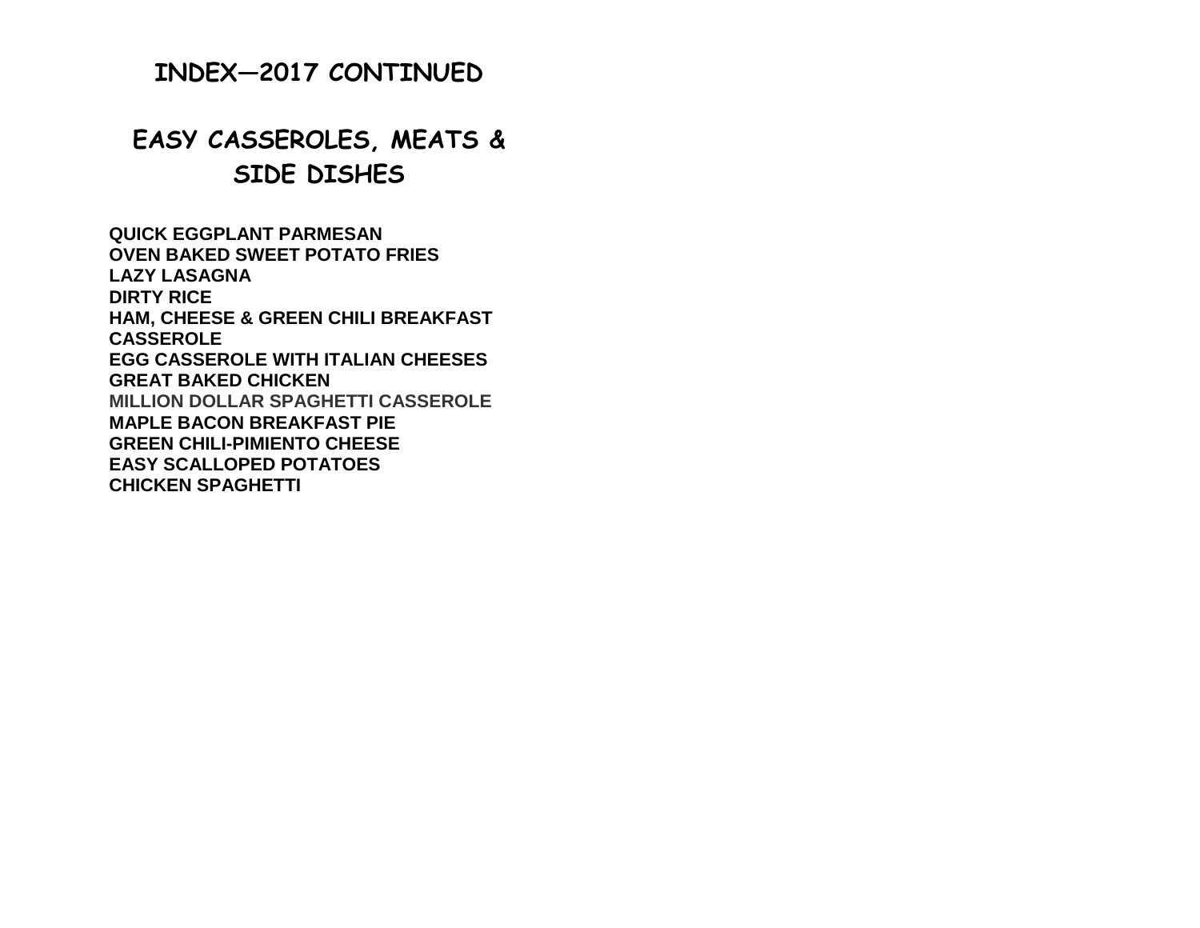# INDEX—2017 CONTINUED

## EASY CASSEROLES, MEATS & SIDE DISHES

**QUICK EGGPLANT PARMESAN**
**OVEN BAKED SWEET POTATO FRIES**
**LAZY LASAGNA**
**DIRTY RICE**
**HAM, CHEESE & GREEN CHILI BREAKFAST CASSEROLE**
**EGG CASSEROLE WITH ITALIAN CHEESES**
**GREAT BAKED CHICKEN**
**MILLION DOLLAR SPAGHETTI CASSEROLE**
**MAPLE BACON BREAKFAST PIE**
**GREEN CHILI-PIMIENTO CHEESE**
**EASY SCALLOPED POTATOES**
**CHICKEN SPAGHETTI**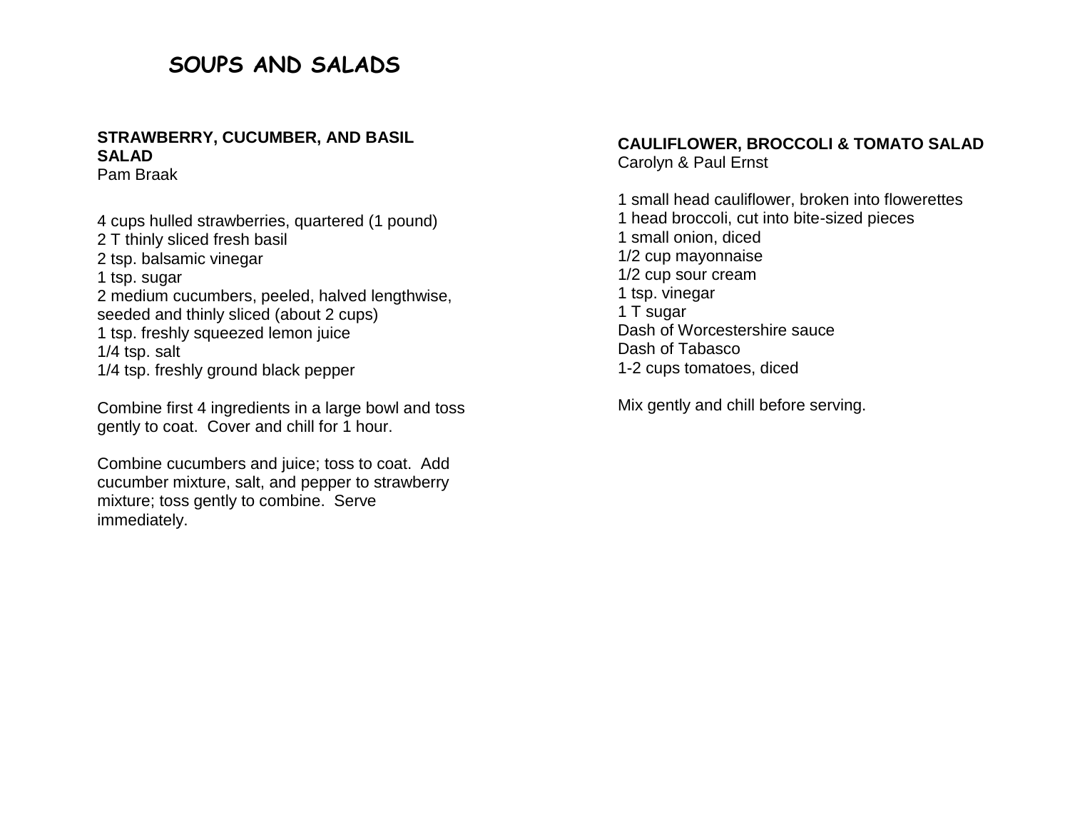# SOUPS AND SALADS

## STRAWBERRY, CUCUMBER, AND BASIL SALAD

Pam Braak

4 cups hulled strawberries, quartered (1 pound)
2 T thinly sliced fresh basil
2 tsp. balsamic vinegar
1 tsp. sugar
2 medium cucumbers, peeled, halved lengthwise, seeded and thinly sliced (about 2 cups)
1 tsp. freshly squeezed lemon juice
1/4 tsp. salt
1/4 tsp. freshly ground black pepper

Combine first 4 ingredients in a large bowl and toss gently to coat. Cover and chill for 1 hour.

Combine cucumbers and juice; toss to coat. Add cucumber mixture, salt, and pepper to strawberry mixture; toss gently to combine. Serve immediately.

## CAULIFLOWER, BROCCOLI & TOMATO SALAD

Carolyn & Paul Ernst

1 small head cauliflower, broken into flowerettes
1 head broccoli, cut into bite-sized pieces
1 small onion, diced
1/2 cup mayonnaise
1/2 cup sour cream
1 tsp. vinegar
1 T sugar
Dash of Worcestershire sauce
Dash of Tabasco
1-2 cups tomatoes, diced

Mix gently and chill before serving.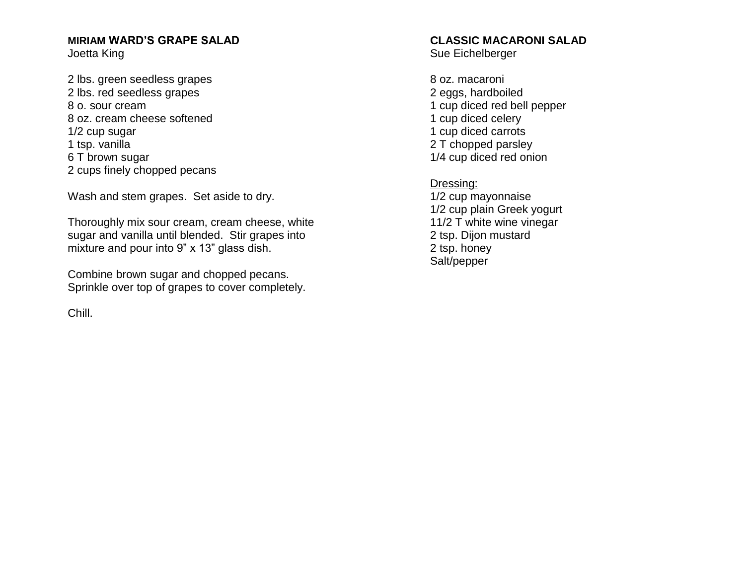## MIRIAM WARD'S GRAPE SALAD

Joetta King

2 lbs. green seedless grapes
2 lbs. red seedless grapes
8 o. sour cream
8 oz. cream cheese softened
1/2 cup sugar
1 tsp. vanilla
6 T brown sugar
2 cups finely chopped pecans

Wash and stem grapes. Set aside to dry.

Thoroughly mix sour cream, cream cheese, white sugar and vanilla until blended. Stir grapes into mixture and pour into 9" x 13" glass dish.

Combine brown sugar and chopped pecans. Sprinkle over top of grapes to cover completely.

Chill.

## CLASSIC MACARONI SALAD

Sue Eichelberger

8 oz. macaroni
2 eggs, hardboiled
1 cup diced red bell pepper
1 cup diced celery
1 cup diced carrots
2 T chopped parsley
1/4 cup diced red onion

Dressing:
1/2 cup mayonnaise
1/2 cup plain Greek yogurt
11/2 T white wine vinegar
2 tsp. Dijon mustard
2 tsp. honey
Salt/pepper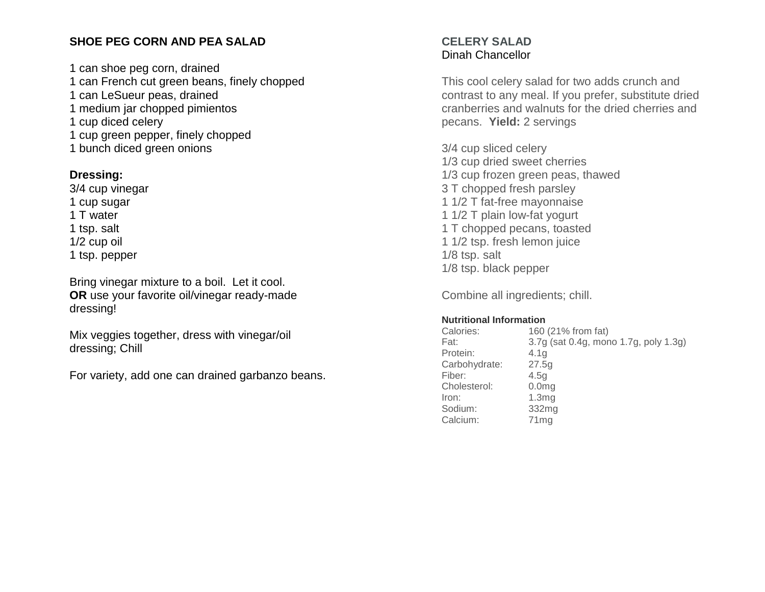## SHOE PEG CORN AND PEA SALAD

1 can shoe peg corn, drained
1 can French cut green beans, finely chopped
1 can LeSueur peas, drained
1 medium jar chopped pimientos
1 cup diced celery
1 cup green pepper, finely chopped
1 bunch diced green onions

**Dressing:**
3/4 cup vinegar
1 cup sugar
1 T water
1 tsp. salt
1/2 cup oil
1 tsp. pepper

Bring vinegar mixture to a boil. Let it cool.
**OR** use your favorite oil/vinegar ready-made dressing!

Mix veggies together, dress with vinegar/oil dressing; Chill

For variety, add one can drained garbanzo beans.

## CELERY SALAD
Dinah Chancellor

This cool celery salad for two adds crunch and contrast to any meal. If you prefer, substitute dried cranberries and walnuts for the dried cherries and pecans. **Yield:** 2 servings

3/4 cup sliced celery
1/3 cup dried sweet cherries
1/3 cup frozen green peas, thawed
3 T chopped fresh parsley
1 1/2 T fat-free mayonnaise
1 1/2 T plain low-fat yogurt
1 T chopped pecans, toasted
1 1/2 tsp. fresh lemon juice
1/8 tsp. salt
1/8 tsp. black pepper

Combine all ingredients; chill.

**Nutritional Information**

| | |
|---|---|
| Calories: | 160 (21% from fat) |
| Fat: | 3.7g (sat 0.4g, mono 1.7g, poly 1.3g) |
| Protein: | 4.1g |
| Carbohydrate: | 27.5g |
| Fiber: | 4.5g |
| Cholesterol: | 0.0mg |
| Iron: | 1.3mg |
| Sodium: | 332mg |
| Calcium: | 71mg |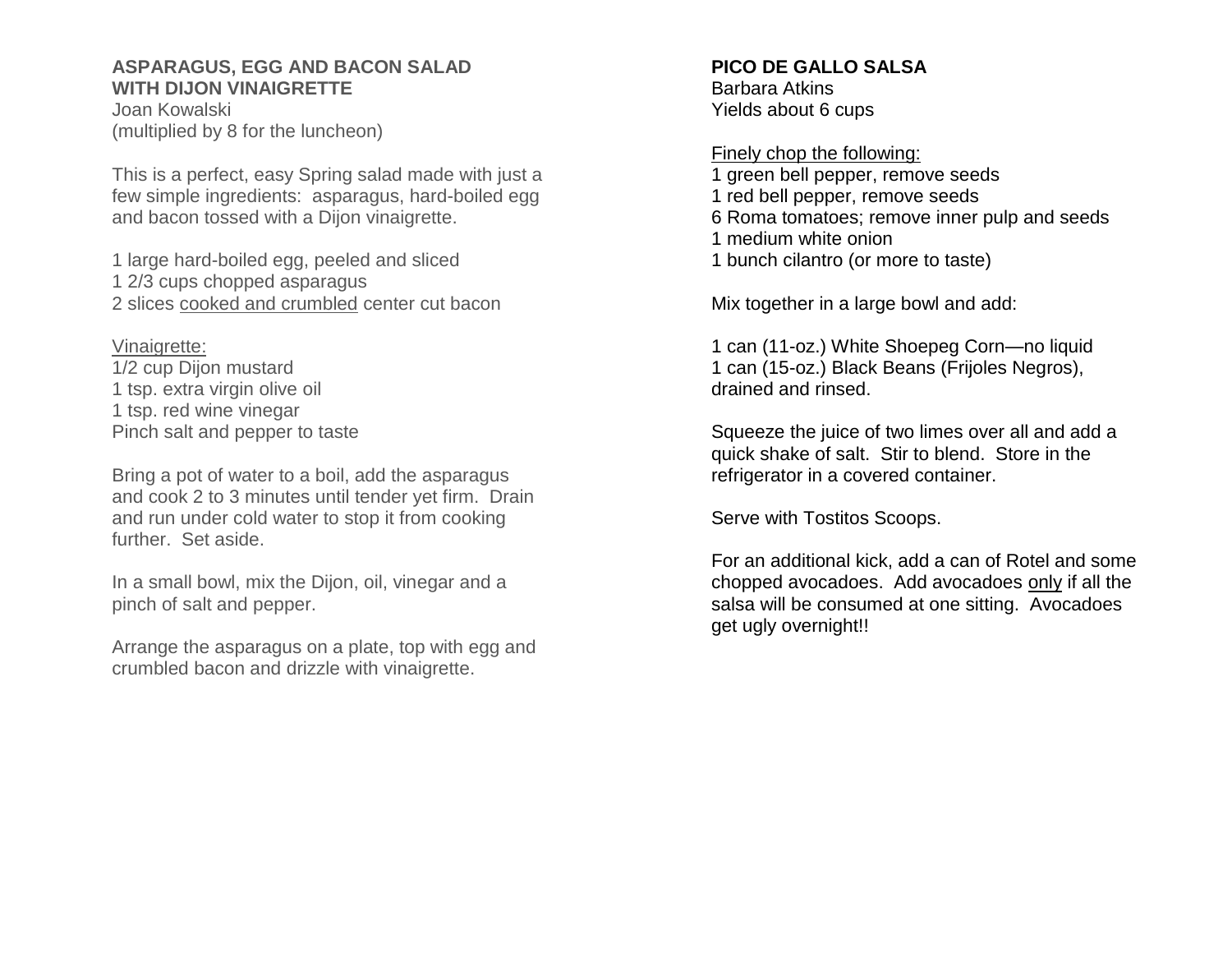## ASPARAGUS, EGG AND BACON SALAD WITH DIJON VINAIGRETTE

Joan Kowalski
(multiplied by 8 for the luncheon)

This is a perfect, easy Spring salad made with just a few simple ingredients: asparagus, hard-boiled egg and bacon tossed with a Dijon vinaigrette.

1 large hard-boiled egg, peeled and sliced
1 2/3 cups chopped asparagus
2 slices <u>cooked and crumbled</u> center cut bacon

<u>Vinaigrette:</u>
1/2 cup Dijon mustard
1 tsp. extra virgin olive oil
1 tsp. red wine vinegar
Pinch salt and pepper to taste

Bring a pot of water to a boil, add the asparagus and cook 2 to 3 minutes until tender yet firm. Drain and run under cold water to stop it from cooking further. Set aside.

In a small bowl, mix the Dijon, oil, vinegar and a pinch of salt and pepper.

Arrange the asparagus on a plate, top with egg and crumbled bacon and drizzle with vinaigrette.

## PICO DE GALLO SALSA

Barbara Atkins
Yields about 6 cups

<u>Finely chop the following:</u>
1 green bell pepper, remove seeds
1 red bell pepper, remove seeds
6 Roma tomatoes; remove inner pulp and seeds
1 medium white onion
1 bunch cilantro (or more to taste)

Mix together in a large bowl and add:

1 can (11-oz.) White Shoepeg Corn—no liquid
1 can (15-oz.) Black Beans (Frijoles Negros), drained and rinsed.

Squeeze the juice of two limes over all and add a quick shake of salt. Stir to blend. Store in the refrigerator in a covered container.

Serve with Tostitos Scoops.

For an additional kick, add a can of Rotel and some chopped avocadoes. Add avocadoes <u>only</u> if all the salsa will be consumed at one sitting. Avocadoes get ugly overnight!!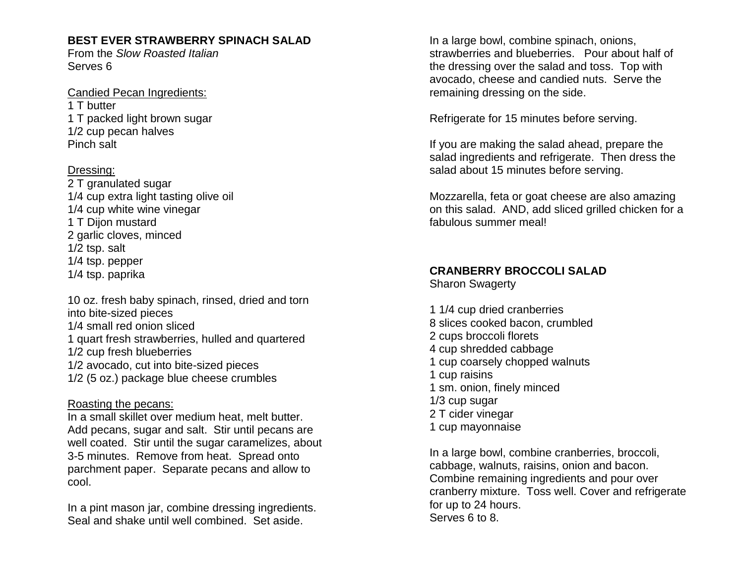## BEST EVER STRAWBERRY SPINACH SALAD

From the *Slow Roasted Italian*
Serves 6

Candied Pecan Ingredients:
1 T butter
1 T packed light brown sugar
1/2 cup pecan halves
Pinch salt

Dressing:
2 T granulated sugar
1/4 cup extra light tasting olive oil
1/4 cup white wine vinegar
1 T Dijon mustard
2 garlic cloves, minced
1/2 tsp. salt
1/4 tsp. pepper
1/4 tsp. paprika

10 oz. fresh baby spinach, rinsed, dried and torn into bite-sized pieces
1/4 small red onion sliced
1 quart fresh strawberries, hulled and quartered
1/2 cup fresh blueberries
1/2 avocado, cut into bite-sized pieces
1/2 (5 oz.) package blue cheese crumbles

Roasting the pecans:
In a small skillet over medium heat, melt butter. Add pecans, sugar and salt. Stir until pecans are well coated. Stir until the sugar caramelizes, about 3-5 minutes. Remove from heat. Spread onto parchment paper. Separate pecans and allow to cool.

In a pint mason jar, combine dressing ingredients. Seal and shake until well combined. Set aside.

In a large bowl, combine spinach, onions, strawberries and blueberries. Pour about half of the dressing over the salad and toss. Top with avocado, cheese and candied nuts. Serve the remaining dressing on the side.

Refrigerate for 15 minutes before serving.

If you are making the salad ahead, prepare the salad ingredients and refrigerate. Then dress the salad about 15 minutes before serving.

Mozzarella, feta or goat cheese are also amazing on this salad. AND, add sliced grilled chicken for a fabulous summer meal!

## CRANBERRY BROCCOLI SALAD

Sharon Swagerty

1 1/4 cup dried cranberries
8 slices cooked bacon, crumbled
2 cups broccoli florets
4 cup shredded cabbage
1 cup coarsely chopped walnuts
1 cup raisins
1 sm. onion, finely minced
1/3 cup sugar
2 T cider vinegar
1 cup mayonnaise

In a large bowl, combine cranberries, broccoli, cabbage, walnuts, raisins, onion and bacon. Combine remaining ingredients and pour over cranberry mixture. Toss well. Cover and refrigerate for up to 24 hours.
Serves 6 to 8.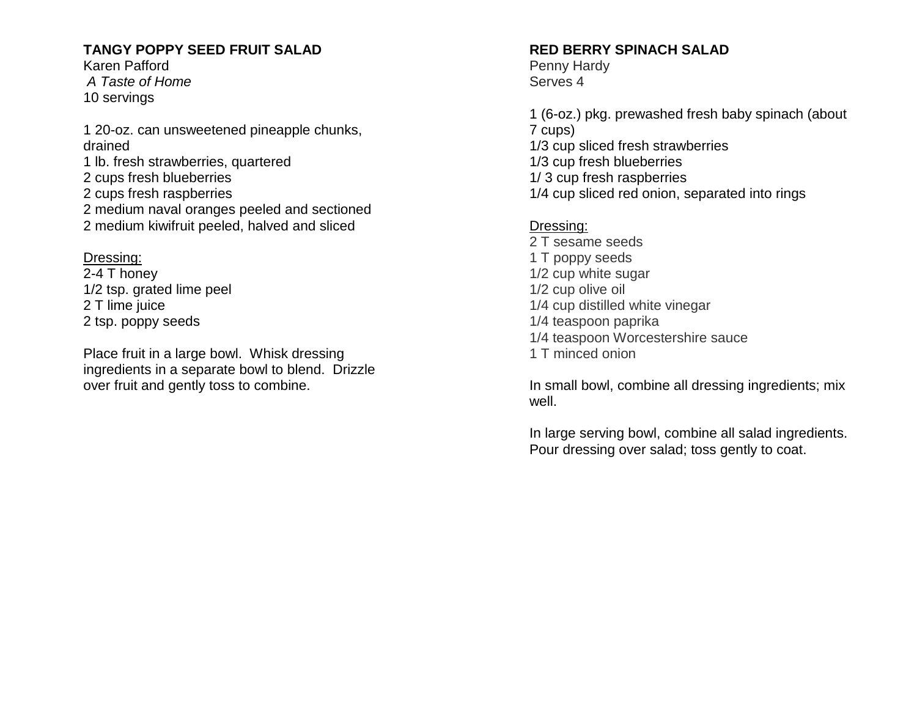## TANGY POPPY SEED FRUIT SALAD

Karen Pafford
*A Taste of Home*
10 servings

1 20-oz. can unsweetened pineapple chunks, drained
1 lb. fresh strawberries, quartered
2 cups fresh blueberries
2 cups fresh raspberries
2 medium naval oranges peeled and sectioned
2 medium kiwifruit peeled, halved and sliced

Dressing:
2-4 T honey
1/2 tsp. grated lime peel
2 T lime juice
2 tsp. poppy seeds

Place fruit in a large bowl. Whisk dressing ingredients in a separate bowl to blend. Drizzle over fruit and gently toss to combine.

## RED BERRY SPINACH SALAD

Penny Hardy
Serves 4

1 (6-oz.) pkg. prewashed fresh baby spinach (about 7 cups)
1/3 cup sliced fresh strawberries
1/3 cup fresh blueberries
1/ 3 cup fresh raspberries
1/4 cup sliced red onion, separated into rings

Dressing:
2 T sesame seeds
1 T poppy seeds
1/2 cup white sugar
1/2 cup olive oil
1/4 cup distilled white vinegar
1/4 teaspoon paprika
1/4 teaspoon Worcestershire sauce
1 T minced onion

In small bowl, combine all dressing ingredients; mix well.

In large serving bowl, combine all salad ingredients. Pour dressing over salad; toss gently to coat.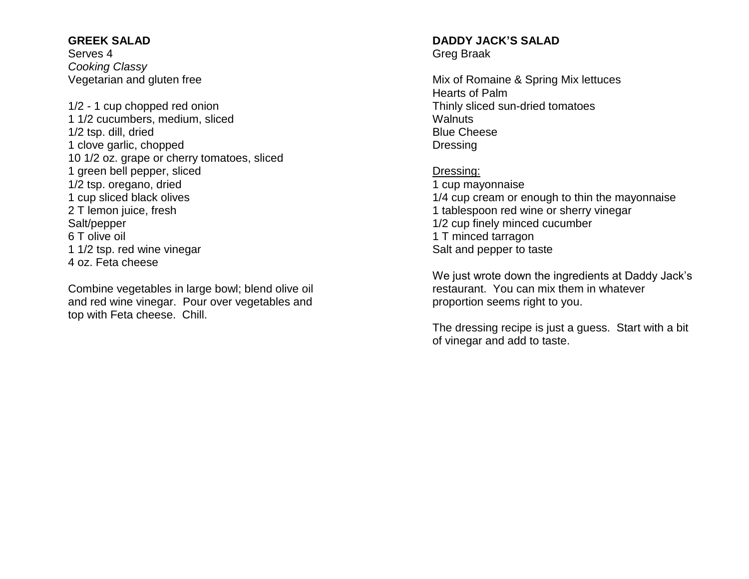## GREEK SALAD

Serves 4
*Cooking Classy*
Vegetarian and gluten free

1/2 - 1 cup chopped red onion
1 1/2 cucumbers, medium, sliced
1/2 tsp. dill, dried
1 clove garlic, chopped
10 1/2 oz. grape or cherry tomatoes, sliced
1 green bell pepper, sliced
1/2 tsp. oregano, dried
1 cup sliced black olives
2 T lemon juice, fresh
Salt/pepper
6 T olive oil
1 1/2 tsp. red wine vinegar
4 oz. Feta cheese

Combine vegetables in large bowl; blend olive oil and red wine vinegar. Pour over vegetables and top with Feta cheese. Chill.

## DADDY JACK'S SALAD

Greg Braak

Mix of Romaine & Spring Mix lettuces
Hearts of Palm
Thinly sliced sun-dried tomatoes
Walnuts
Blue Cheese
Dressing

<u>Dressing:</u>
1 cup mayonnaise
1/4 cup cream or enough to thin the mayonnaise
1 tablespoon red wine or sherry vinegar
1/2 cup finely minced cucumber
1 T minced tarragon
Salt and pepper to taste

We just wrote down the ingredients at Daddy Jack's restaurant. You can mix them in whatever proportion seems right to you.

The dressing recipe is just a guess. Start with a bit of vinegar and add to taste.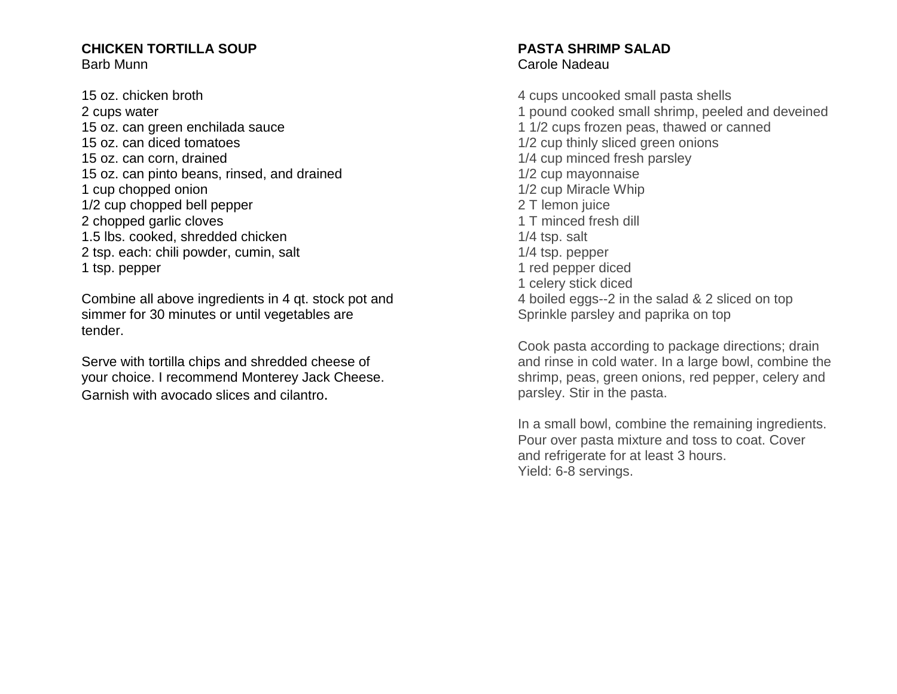## CHICKEN TORTILLA SOUP

Barb Munn

15 oz. chicken broth
2 cups water
15 oz. can green enchilada sauce
15 oz. can diced tomatoes
15 oz. can corn, drained
15 oz. can pinto beans, rinsed, and drained
1 cup chopped onion
1/2 cup chopped bell pepper
2 chopped garlic cloves
1.5 lbs. cooked, shredded chicken
2 tsp. each: chili powder, cumin, salt
1 tsp. pepper

Combine all above ingredients in 4 qt. stock pot and simmer for 30 minutes or until vegetables are tender.

Serve with tortilla chips and shredded cheese of your choice. I recommend Monterey Jack Cheese. Garnish with avocado slices and cilantro.

## PASTA SHRIMP SALAD

Carole Nadeau

4 cups uncooked small pasta shells
1 pound cooked small shrimp, peeled and deveined
1 1/2 cups frozen peas, thawed or canned
1/2 cup thinly sliced green onions
1/4 cup minced fresh parsley
1/2 cup mayonnaise
1/2 cup Miracle Whip
2 T lemon juice
1 T minced fresh dill
1/4 tsp. salt
1/4 tsp. pepper
1 red pepper diced
1 celery stick diced
4 boiled eggs--2 in the salad & 2 sliced on top
Sprinkle parsley and paprika on top

Cook pasta according to package directions; drain and rinse in cold water. In a large bowl, combine the shrimp, peas, green onions, red pepper, celery and parsley. Stir in the pasta.

In a small bowl, combine the remaining ingredients. Pour over pasta mixture and toss to coat. Cover and refrigerate for at least 3 hours.
Yield: 6-8 servings.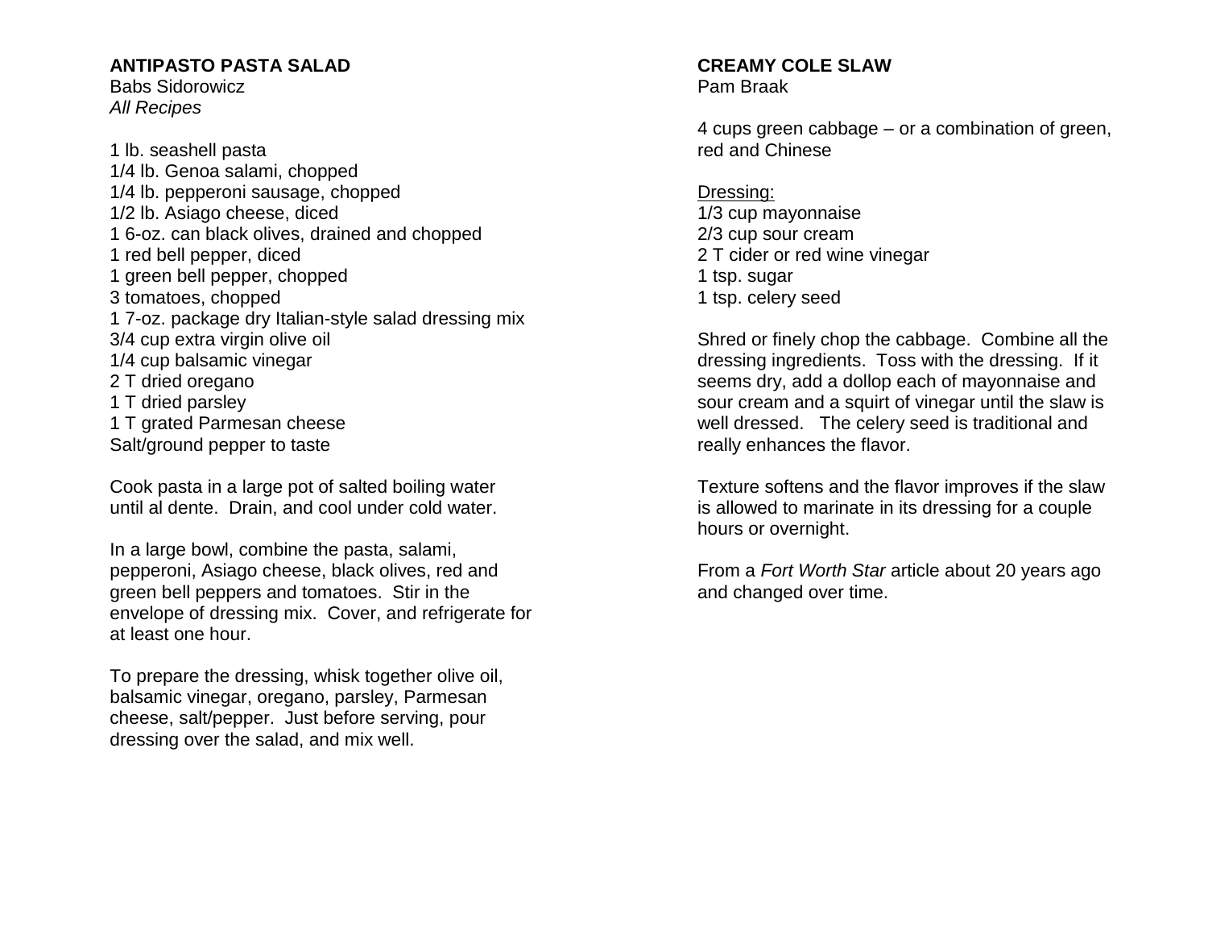## ANTIPASTO PASTA SALAD

Babs Sidorowicz
*All Recipes*

1 lb. seashell pasta
1/4 lb. Genoa salami, chopped
1/4 lb. pepperoni sausage, chopped
1/2 lb. Asiago cheese, diced
1 6-oz. can black olives, drained and chopped
1 red bell pepper, diced
1 green bell pepper, chopped
3 tomatoes, chopped
1 7-oz. package dry Italian-style salad dressing mix
3/4 cup extra virgin olive oil
1/4 cup balsamic vinegar
2 T dried oregano
1 T dried parsley
1 T grated Parmesan cheese
Salt/ground pepper to taste

Cook pasta in a large pot of salted boiling water until al dente. Drain, and cool under cold water.

In a large bowl, combine the pasta, salami, pepperoni, Asiago cheese, black olives, red and green bell peppers and tomatoes. Stir in the envelope of dressing mix. Cover, and refrigerate for at least one hour.

To prepare the dressing, whisk together olive oil, balsamic vinegar, oregano, parsley, Parmesan cheese, salt/pepper. Just before serving, pour dressing over the salad, and mix well.

## CREAMY COLE SLAW

Pam Braak

4 cups green cabbage – or a combination of green, red and Chinese

Dressing:
1/3 cup mayonnaise
2/3 cup sour cream
2 T cider or red wine vinegar
1 tsp. sugar
1 tsp. celery seed

Shred or finely chop the cabbage. Combine all the dressing ingredients. Toss with the dressing. If it seems dry, add a dollop each of mayonnaise and sour cream and a squirt of vinegar until the slaw is well dressed. The celery seed is traditional and really enhances the flavor.

Texture softens and the flavor improves if the slaw is allowed to marinate in its dressing for a couple hours or overnight.

From a *Fort Worth Star* article about 20 years ago and changed over time.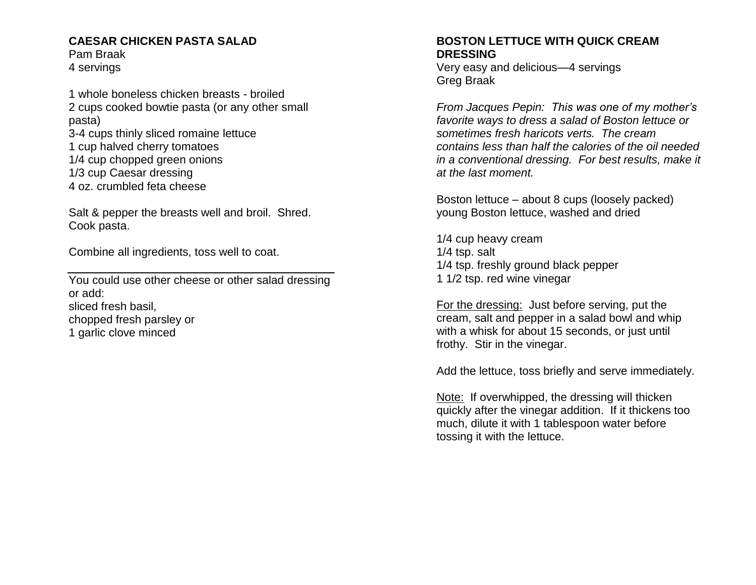## CAESAR CHICKEN PASTA SALAD

Pam Braak
4 servings

1 whole boneless chicken breasts - broiled
2 cups cooked bowtie pasta (or any other small pasta)
3-4 cups thinly sliced romaine lettuce
1 cup halved cherry tomatoes
1/4 cup chopped green onions
1/3 cup Caesar dressing
4 oz. crumbled feta cheese

Salt & pepper the breasts well and broil. Shred. Cook pasta.

Combine all ingredients, toss well to coat.

---

You could use other cheese or other salad dressing or add:
sliced fresh basil,
chopped fresh parsley or
1 garlic clove minced

## BOSTON LETTUCE WITH QUICK CREAM DRESSING

Very easy and delicious—4 servings
Greg Braak

*From Jacques Pepin: This was one of my mother's favorite ways to dress a salad of Boston lettuce or sometimes fresh haricots verts. The cream contains less than half the calories of the oil needed in a conventional dressing. For best results, make it at the last moment.*

Boston lettuce – about 8 cups (loosely packed) young Boston lettuce, washed and dried

1/4 cup heavy cream
1/4 tsp. salt
1/4 tsp. freshly ground black pepper
1 1/2 tsp. red wine vinegar

<u>For the dressing:</u> Just before serving, put the cream, salt and pepper in a salad bowl and whip with a whisk for about 15 seconds, or just until frothy. Stir in the vinegar.

Add the lettuce, toss briefly and serve immediately.

<u>Note:</u> If overwhipped, the dressing will thicken quickly after the vinegar addition. If it thickens too much, dilute it with 1 tablespoon water before tossing it with the lettuce.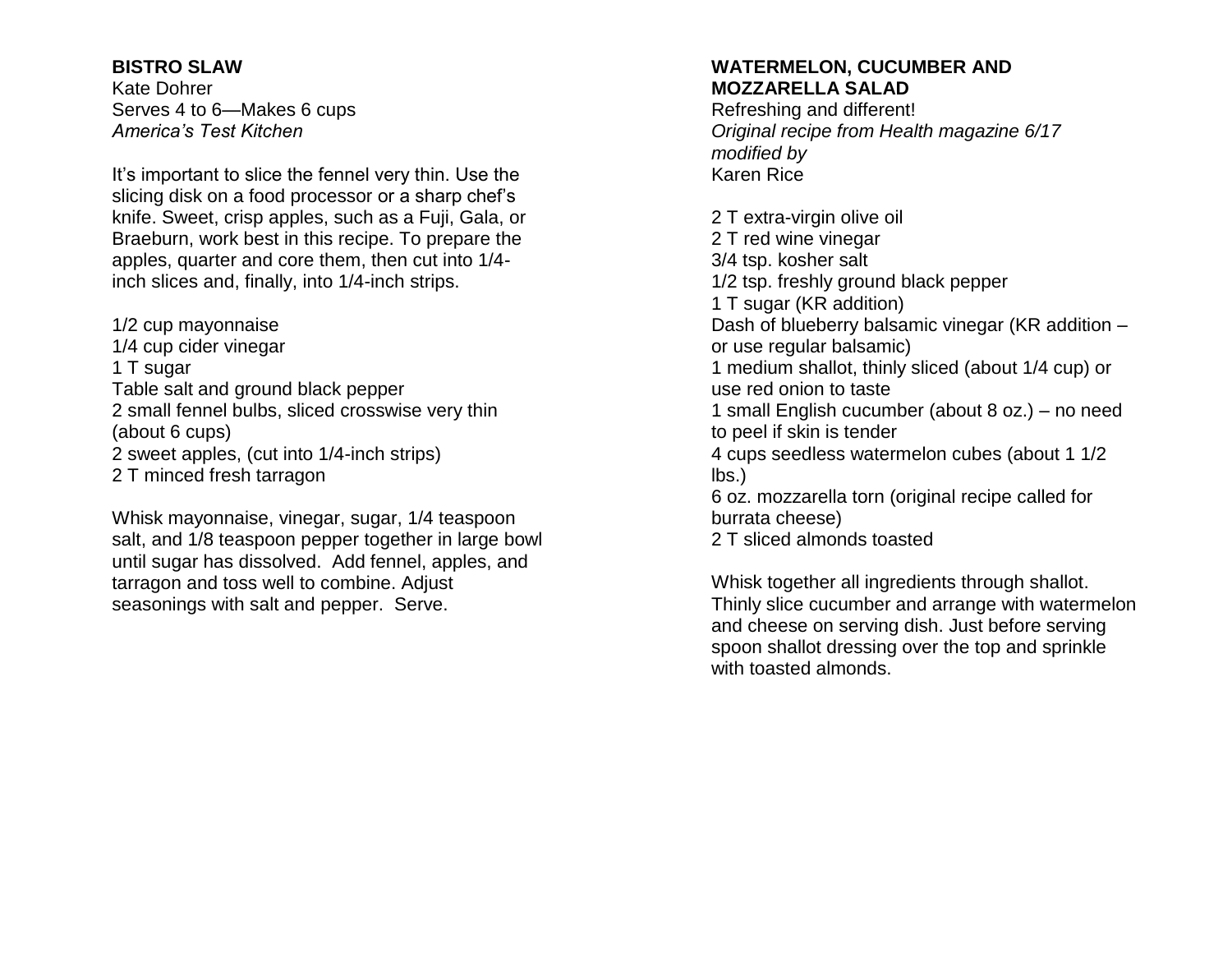## BISTRO SLAW

Kate Dohrer
Serves 4 to 6—Makes 6 cups
*America's Test Kitchen*

It's important to slice the fennel very thin. Use the slicing disk on a food processor or a sharp chef's knife. Sweet, crisp apples, such as a Fuji, Gala, or Braeburn, work best in this recipe. To prepare the apples, quarter and core them, then cut into 1/4-inch slices and, finally, into 1/4-inch strips.

1/2 cup mayonnaise
1/4 cup cider vinegar
1 T sugar
Table salt and ground black pepper
2 small fennel bulbs, sliced crosswise very thin (about 6 cups)
2 sweet apples, (cut into 1/4-inch strips)
2 T minced fresh tarragon

Whisk mayonnaise, vinegar, sugar, 1/4 teaspoon salt, and 1/8 teaspoon pepper together in large bowl until sugar has dissolved. Add fennel, apples, and tarragon and toss well to combine. Adjust seasonings with salt and pepper. Serve.

## WATERMELON, CUCUMBER AND MOZZARELLA SALAD

Refreshing and different!
*Original recipe from Health magazine 6/17 modified by*
Karen Rice

2 T extra-virgin olive oil
2 T red wine vinegar
3/4 tsp. kosher salt
1/2 tsp. freshly ground black pepper
1 T sugar (KR addition)
Dash of blueberry balsamic vinegar (KR addition – or use regular balsamic)
1 medium shallot, thinly sliced (about 1/4 cup) or use red onion to taste
1 small English cucumber (about 8 oz.) – no need to peel if skin is tender
4 cups seedless watermelon cubes (about 1 1/2 lbs.)
6 oz. mozzarella torn (original recipe called for burrata cheese)
2 T sliced almonds toasted

Whisk together all ingredients through shallot. Thinly slice cucumber and arrange with watermelon and cheese on serving dish. Just before serving spoon shallot dressing over the top and sprinkle with toasted almonds.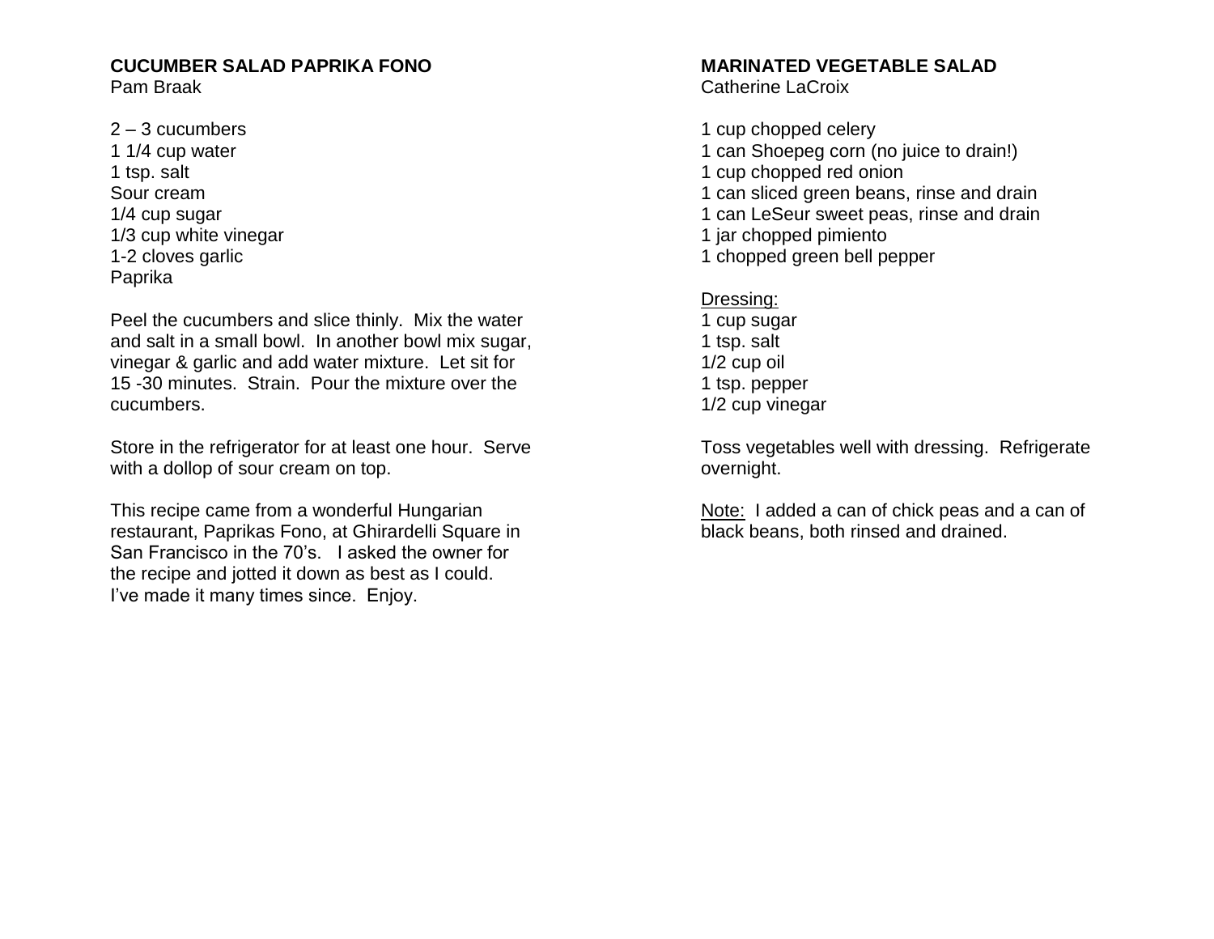## CUCUMBER SALAD PAPRIKA FONO

Pam Braak

2 – 3 cucumbers
1 1/4 cup water
1 tsp. salt
Sour cream
1/4 cup sugar
1/3 cup white vinegar
1-2 cloves garlic
Paprika

Peel the cucumbers and slice thinly. Mix the water and salt in a small bowl. In another bowl mix sugar, vinegar & garlic and add water mixture. Let sit for 15 -30 minutes. Strain. Pour the mixture over the cucumbers.

Store in the refrigerator for at least one hour. Serve with a dollop of sour cream on top.

This recipe came from a wonderful Hungarian restaurant, Paprikas Fono, at Ghirardelli Square in San Francisco in the 70's. I asked the owner for the recipe and jotted it down as best as I could. I've made it many times since. Enjoy.

## MARINATED VEGETABLE SALAD

Catherine LaCroix

1 cup chopped celery
1 can Shoepeg corn (no juice to drain!)
1 cup chopped red onion
1 can sliced green beans, rinse and drain
1 can LeSeur sweet peas, rinse and drain
1 jar chopped pimiento
1 chopped green bell pepper

Dressing:
1 cup sugar
1 tsp. salt
1/2 cup oil
1 tsp. pepper
1/2 cup vinegar

Toss vegetables well with dressing. Refrigerate overnight.

Note: I added a can of chick peas and a can of black beans, both rinsed and drained.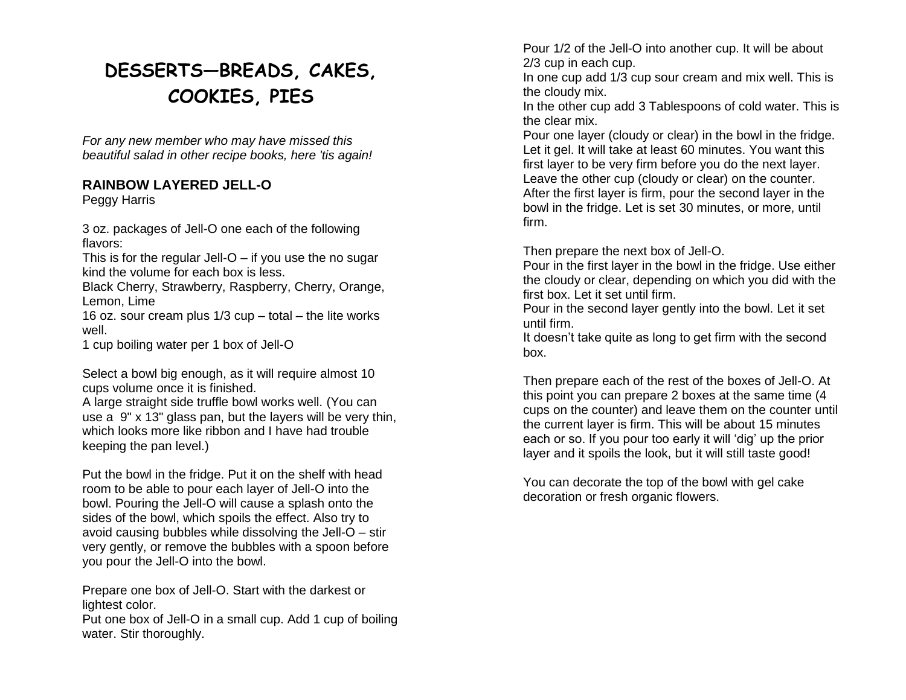# DESSERTS—BREADS, CAKES, COOKIES, PIES

*For any new member who may have missed this beautiful salad in other recipe books, here 'tis again!*

**RAINBOW LAYERED JELL-O**
Peggy Harris

3 oz. packages of Jell-O one each of the following flavors:
This is for the regular Jell-O – if you use the no sugar kind the volume for each box is less.
Black Cherry, Strawberry, Raspberry, Cherry, Orange, Lemon, Lime
16 oz. sour cream plus 1/3 cup – total – the lite works well.
1 cup boiling water per 1 box of Jell-O

Select a bowl big enough, as it will require almost 10 cups volume once it is finished.
A large straight side truffle bowl works well. (You can use a 9" x 13" glass pan, but the layers will be very thin, which looks more like ribbon and I have had trouble keeping the pan level.)

Put the bowl in the fridge. Put it on the shelf with head room to be able to pour each layer of Jell-O into the bowl. Pouring the Jell-O will cause a splash onto the sides of the bowl, which spoils the effect. Also try to avoid causing bubbles while dissolving the Jell-O – stir very gently, or remove the bubbles with a spoon before you pour the Jell-O into the bowl.

Prepare one box of Jell-O. Start with the darkest or lightest color.
Put one box of Jell-O in a small cup. Add 1 cup of boiling water. Stir thoroughly.
Pour 1/2 of the Jell-O into another cup. It will be about 2/3 cup in each cup.
In one cup add 1/3 cup sour cream and mix well. This is the cloudy mix.
In the other cup add 3 Tablespoons of cold water. This is the clear mix.
Pour one layer (cloudy or clear) in the bowl in the fridge. Let it gel. It will take at least 60 minutes. You want this first layer to be very firm before you do the next layer.
Leave the other cup (cloudy or clear) on the counter.
After the first layer is firm, pour the second layer in the bowl in the fridge. Let is set 30 minutes, or more, until firm.

Then prepare the next box of Jell-O.
Pour in the first layer in the bowl in the fridge. Use either the cloudy or clear, depending on which you did with the first box. Let it set until firm.
Pour in the second layer gently into the bowl. Let it set until firm.
It doesn't take quite as long to get firm with the second box.

Then prepare each of the rest of the boxes of Jell-O. At this point you can prepare 2 boxes at the same time (4 cups on the counter) and leave them on the counter until the current layer is firm. This will be about 15 minutes each or so. If you pour too early it will 'dig' up the prior layer and it spoils the look, but it will still taste good!

You can decorate the top of the bowl with gel cake decoration or fresh organic flowers.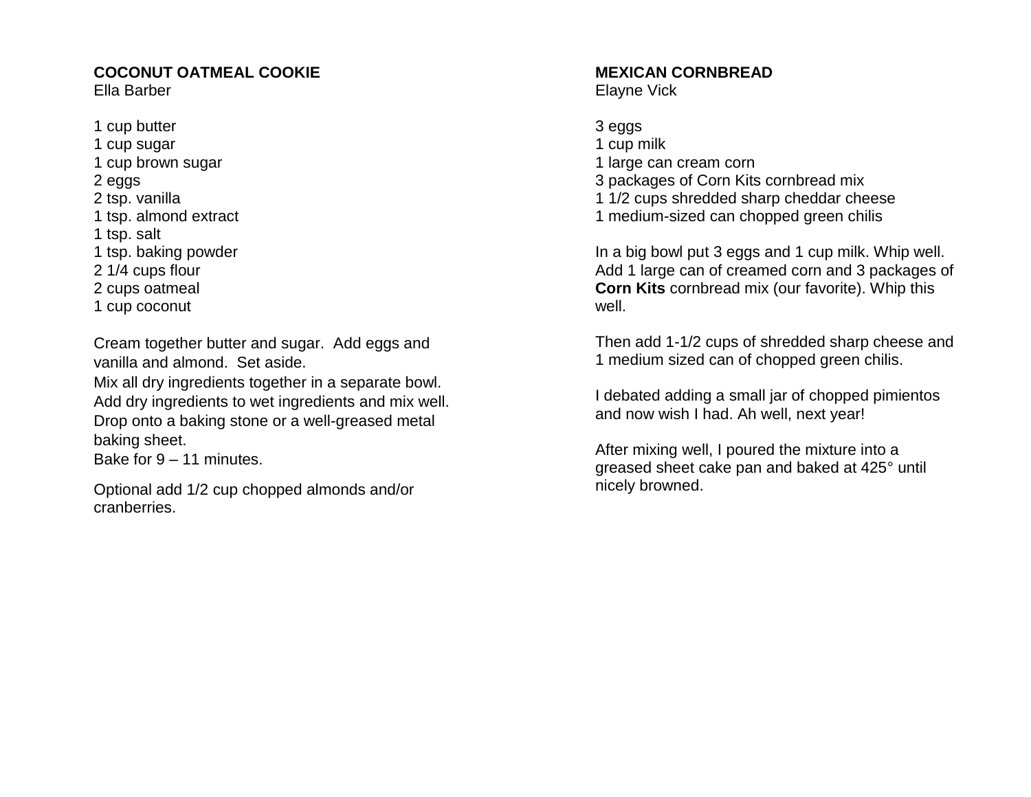## COCONUT OATMEAL COOKIE

Ella Barber

1 cup butter
1 cup sugar
1 cup brown sugar
2 eggs
2 tsp. vanilla
1 tsp. almond extract
1 tsp. salt
1 tsp. baking powder
2 1/4 cups flour
2 cups oatmeal
1 cup coconut

Cream together butter and sugar. Add eggs and vanilla and almond. Set aside.
Mix all dry ingredients together in a separate bowl.
Add dry ingredients to wet ingredients and mix well.
Drop onto a baking stone or a well-greased metal baking sheet.
Bake for 9 – 11 minutes.

Optional add 1/2 cup chopped almonds and/or cranberries.

## MEXICAN CORNBREAD

Elayne Vick

3 eggs
1 cup milk
1 large can cream corn
3 packages of Corn Kits cornbread mix
1 1/2 cups shredded sharp cheddar cheese
1 medium-sized can chopped green chilis

In a big bowl put 3 eggs and 1 cup milk. Whip well. Add 1 large can of creamed corn and 3 packages of **Corn Kits** cornbread mix (our favorite). Whip this well.

Then add 1-1/2 cups of shredded sharp cheese and 1 medium sized can of chopped green chilis.

I debated adding a small jar of chopped pimientos and now wish I had. Ah well, next year!

After mixing well, I poured the mixture into a greased sheet cake pan and baked at 425° until nicely browned.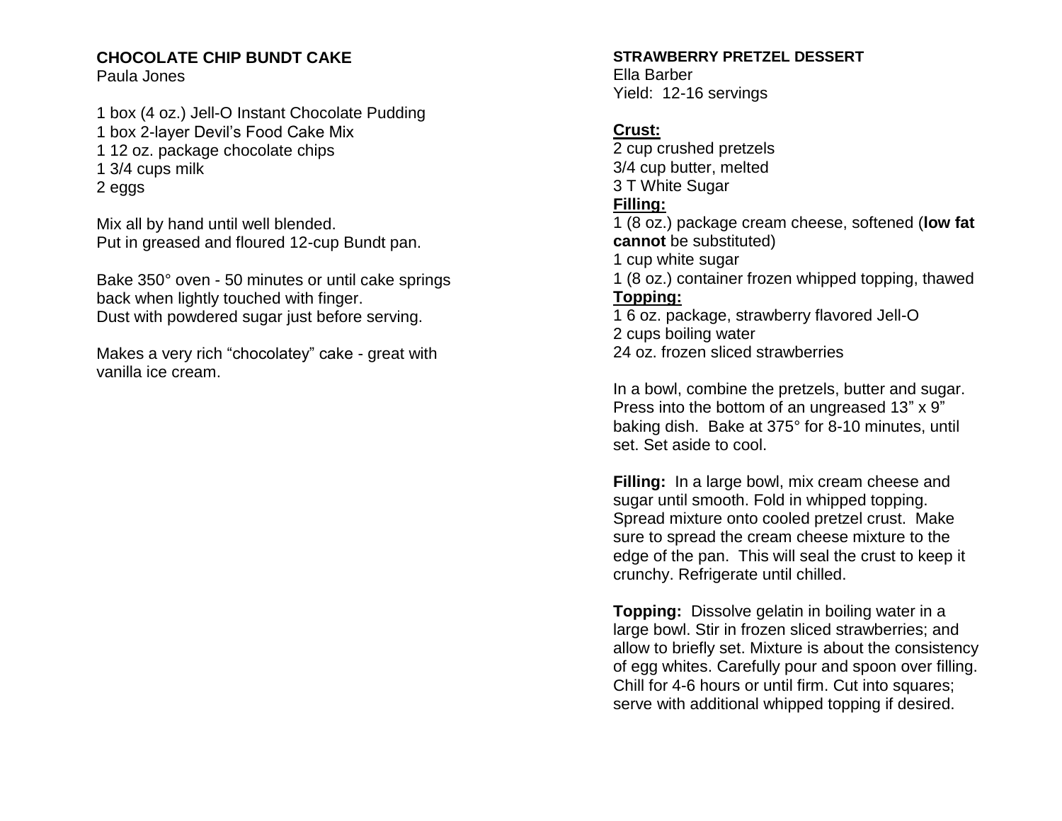## CHOCOLATE CHIP BUNDT CAKE

Paula Jones

1 box (4 oz.) Jell-O Instant Chocolate Pudding
1 box 2-layer Devil's Food Cake Mix
1 12 oz. package chocolate chips
1 3/4 cups milk
2 eggs

Mix all by hand until well blended.
Put in greased and floured 12-cup Bundt pan.

Bake 350° oven - 50 minutes or until cake springs back when lightly touched with finger.
Dust with powdered sugar just before serving.

Makes a very rich "chocolatey" cake - great with vanilla ice cream.

## STRAWBERRY PRETZEL DESSERT

Ella Barber
Yield: 12-16 servings

**Crust:**
2 cup crushed pretzels
3/4 cup butter, melted
3 T White Sugar

**Filling:**
1 (8 oz.) package cream cheese, softened (**low fat cannot** be substituted)
1 cup white sugar
1 (8 oz.) container frozen whipped topping, thawed

**Topping:**
1 6 oz. package, strawberry flavored Jell-O
2 cups boiling water
24 oz. frozen sliced strawberries

In a bowl, combine the pretzels, butter and sugar. Press into the bottom of an ungreased 13" x 9" baking dish. Bake at 375° for 8-10 minutes, until set. Set aside to cool.

**Filling:** In a large bowl, mix cream cheese and sugar until smooth. Fold in whipped topping. Spread mixture onto cooled pretzel crust. Make sure to spread the cream cheese mixture to the edge of the pan. This will seal the crust to keep it crunchy. Refrigerate until chilled.

**Topping:** Dissolve gelatin in boiling water in a large bowl. Stir in frozen sliced strawberries; and allow to briefly set. Mixture is about the consistency of egg whites. Carefully pour and spoon over filling. Chill for 4-6 hours or until firm. Cut into squares; serve with additional whipped topping if desired.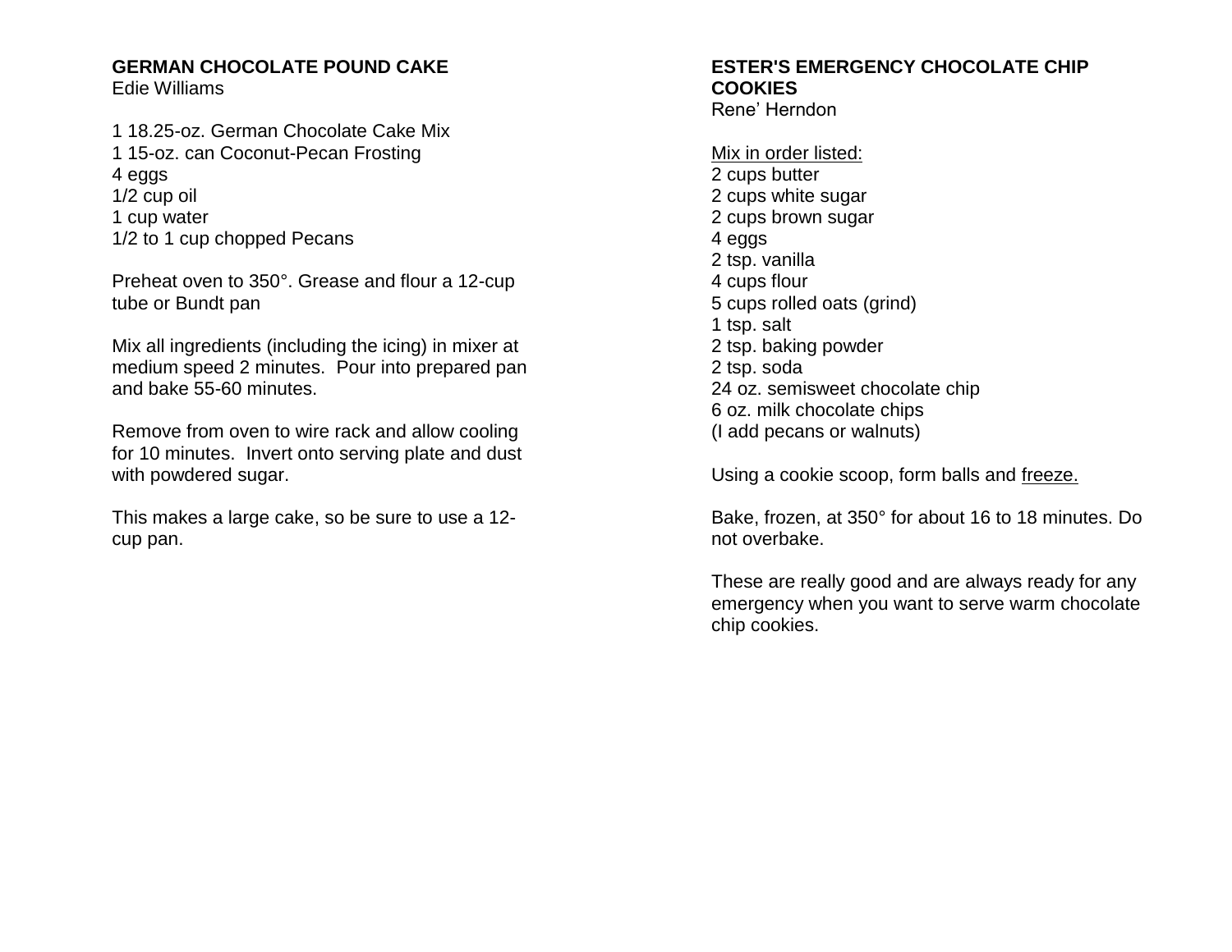## GERMAN CHOCOLATE POUND CAKE

Edie Williams

1 18.25-oz. German Chocolate Cake Mix
1 15-oz. can Coconut-Pecan Frosting
4 eggs
1/2 cup oil
1 cup water
1/2 to 1 cup chopped Pecans

Preheat oven to 350°. Grease and flour a 12-cup tube or Bundt pan

Mix all ingredients (including the icing) in mixer at medium speed 2 minutes. Pour into prepared pan and bake 55-60 minutes.

Remove from oven to wire rack and allow cooling for 10 minutes. Invert onto serving plate and dust with powdered sugar.

This makes a large cake, so be sure to use a 12-cup pan.

## ESTER'S EMERGENCY CHOCOLATE CHIP COOKIES

Rene' Herndon

<u>Mix in order listed:</u>
2 cups butter
2 cups white sugar
2 cups brown sugar
4 eggs
2 tsp. vanilla
4 cups flour
5 cups rolled oats (grind)
1 tsp. salt
2 tsp. baking powder
2 tsp. soda
24 oz. semisweet chocolate chip
6 oz. milk chocolate chips
(I add pecans or walnuts)

Using a cookie scoop, form balls and <u>freeze.</u>

Bake, frozen, at 350° for about 16 to 18 minutes. Do not overbake.

These are really good and are always ready for any emergency when you want to serve warm chocolate chip cookies.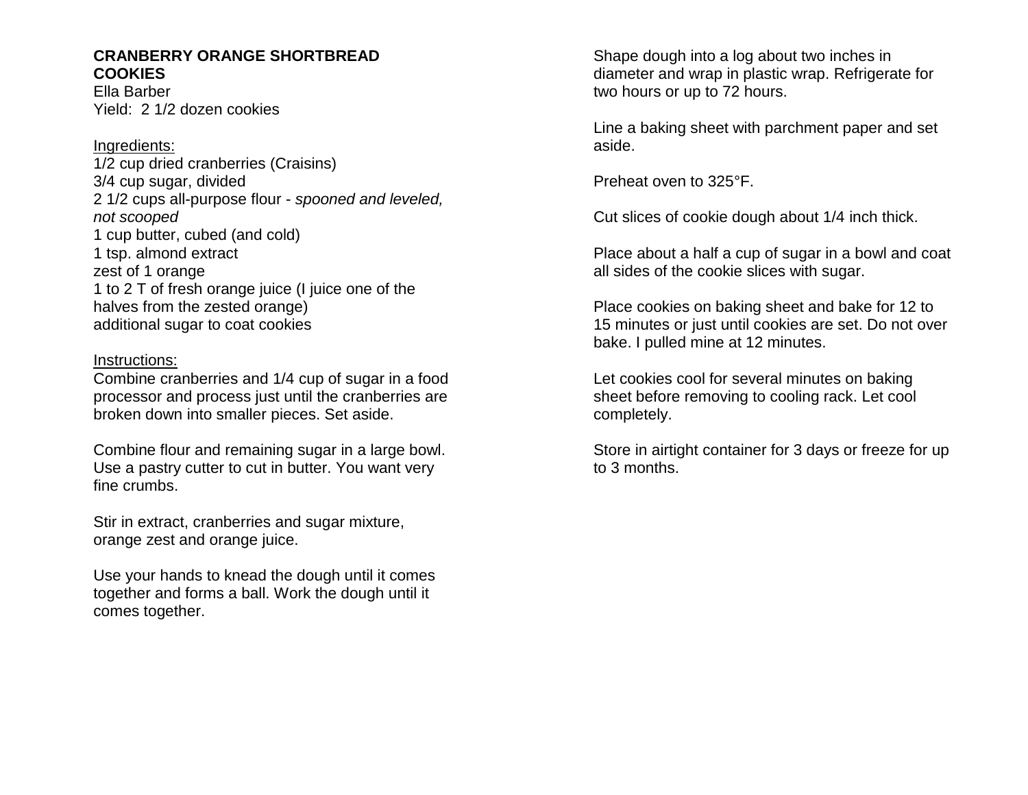# CRANBERRY ORANGE SHORTBREAD COOKIES

Ella Barber
Yield: 2 1/2 dozen cookies

Ingredients:

1/2 cup dried cranberries (Craisins)
3/4 cup sugar, divided
2 1/2 cups all-purpose flour - *spooned and leveled, not scooped*
1 cup butter, cubed (and cold)
1 tsp. almond extract
zest of 1 orange
1 to 2 T of fresh orange juice (I juice one of the halves from the zested orange)
additional sugar to coat cookies

Instructions:

Combine cranberries and 1/4 cup of sugar in a food processor and process just until the cranberries are broken down into smaller pieces. Set aside.

Combine flour and remaining sugar in a large bowl. Use a pastry cutter to cut in butter. You want very fine crumbs.

Stir in extract, cranberries and sugar mixture, orange zest and orange juice.

Use your hands to knead the dough until it comes together and forms a ball. Work the dough until it comes together.

Shape dough into a log about two inches in diameter and wrap in plastic wrap. Refrigerate for two hours or up to 72 hours.

Line a baking sheet with parchment paper and set aside.

Preheat oven to 325°F.

Cut slices of cookie dough about 1/4 inch thick.

Place about a half a cup of sugar in a bowl and coat all sides of the cookie slices with sugar.

Place cookies on baking sheet and bake for 12 to 15 minutes or just until cookies are set. Do not over bake. I pulled mine at 12 minutes.

Let cookies cool for several minutes on baking sheet before removing to cooling rack. Let cool completely.

Store in airtight container for 3 days or freeze for up to 3 months.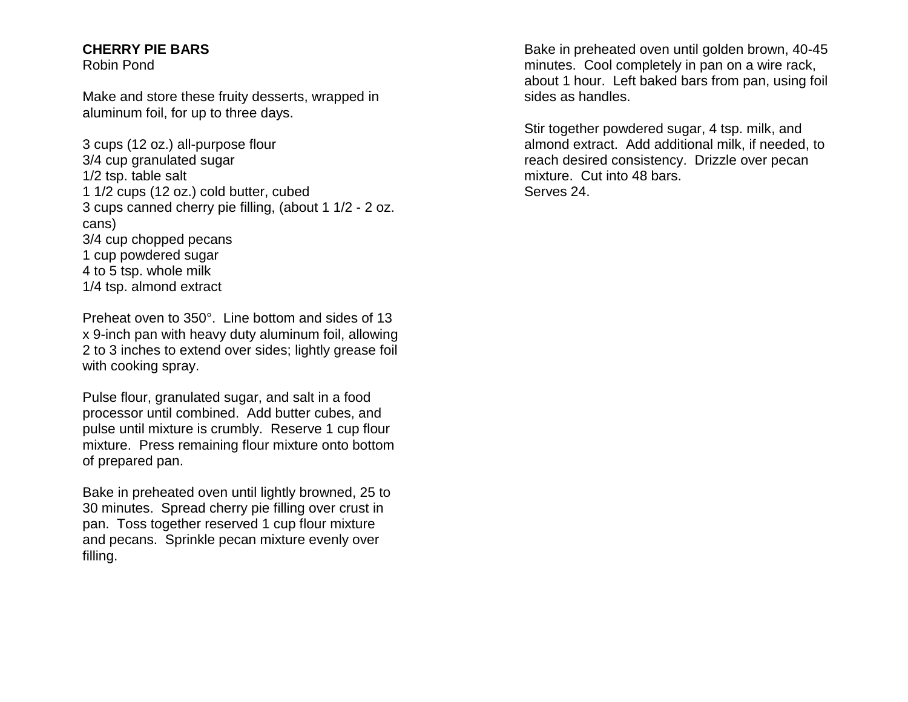**CHERRY PIE BARS**
Robin Pond

Make and store these fruity desserts, wrapped in aluminum foil, for up to three days.

3 cups (12 oz.) all-purpose flour
3/4 cup granulated sugar
1/2 tsp. table salt
1 1/2 cups (12 oz.) cold butter, cubed
3 cups canned cherry pie filling, (about 1 1/2 - 2 oz. cans)
3/4 cup chopped pecans
1 cup powdered sugar
4 to 5 tsp. whole milk
1/4 tsp. almond extract

Preheat oven to 350°. Line bottom and sides of 13 x 9-inch pan with heavy duty aluminum foil, allowing 2 to 3 inches to extend over sides; lightly grease foil with cooking spray.

Pulse flour, granulated sugar, and salt in a food processor until combined. Add butter cubes, and pulse until mixture is crumbly. Reserve 1 cup flour mixture. Press remaining flour mixture onto bottom of prepared pan.

Bake in preheated oven until lightly browned, 25 to 30 minutes. Spread cherry pie filling over crust in pan. Toss together reserved 1 cup flour mixture and pecans. Sprinkle pecan mixture evenly over filling.

Bake in preheated oven until golden brown, 40-45 minutes. Cool completely in pan on a wire rack, about 1 hour. Left baked bars from pan, using foil sides as handles.

Stir together powdered sugar, 4 tsp. milk, and almond extract. Add additional milk, if needed, to reach desired consistency. Drizzle over pecan mixture. Cut into 48 bars.
Serves 24.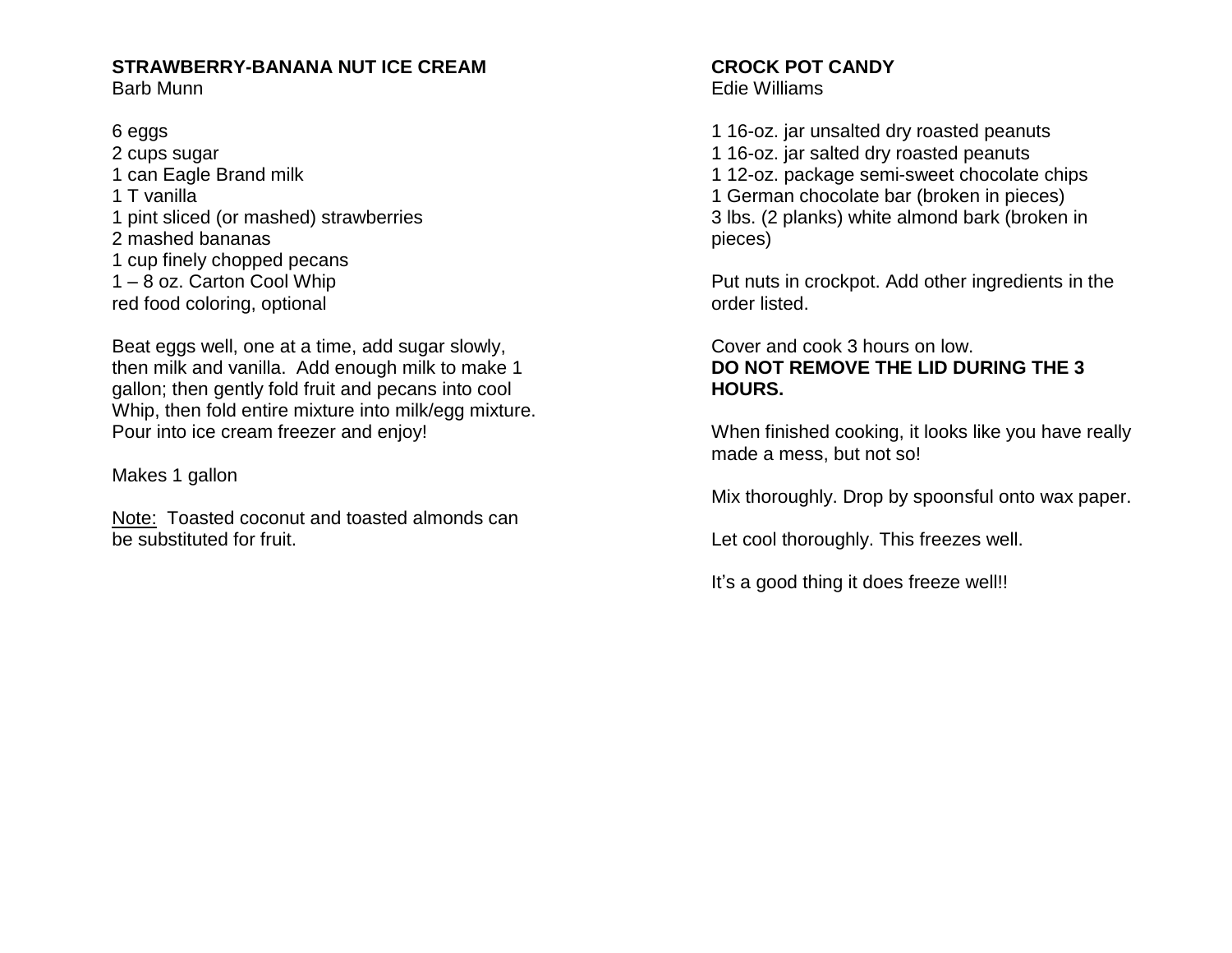## STRAWBERRY-BANANA NUT ICE CREAM

Barb Munn

6 eggs
2 cups sugar
1 can Eagle Brand milk
1 T vanilla
1 pint sliced (or mashed) strawberries
2 mashed bananas
1 cup finely chopped pecans
1 – 8 oz. Carton Cool Whip
red food coloring, optional

Beat eggs well, one at a time, add sugar slowly, then milk and vanilla. Add enough milk to make 1 gallon; then gently fold fruit and pecans into cool Whip, then fold entire mixture into milk/egg mixture. Pour into ice cream freezer and enjoy!

Makes 1 gallon

Note: Toasted coconut and toasted almonds can be substituted for fruit.

## CROCK POT CANDY

Edie Williams

1 16-oz. jar unsalted dry roasted peanuts
1 16-oz. jar salted dry roasted peanuts
1 12-oz. package semi-sweet chocolate chips
1 German chocolate bar (broken in pieces)
3 lbs. (2 planks) white almond bark (broken in pieces)

Put nuts in crockpot. Add other ingredients in the order listed.

Cover and cook 3 hours on low.
**DO NOT REMOVE THE LID DURING THE 3 HOURS.**

When finished cooking, it looks like you have really made a mess, but not so!

Mix thoroughly. Drop by spoonsful onto wax paper.

Let cool thoroughly. This freezes well.

It's a good thing it does freeze well!!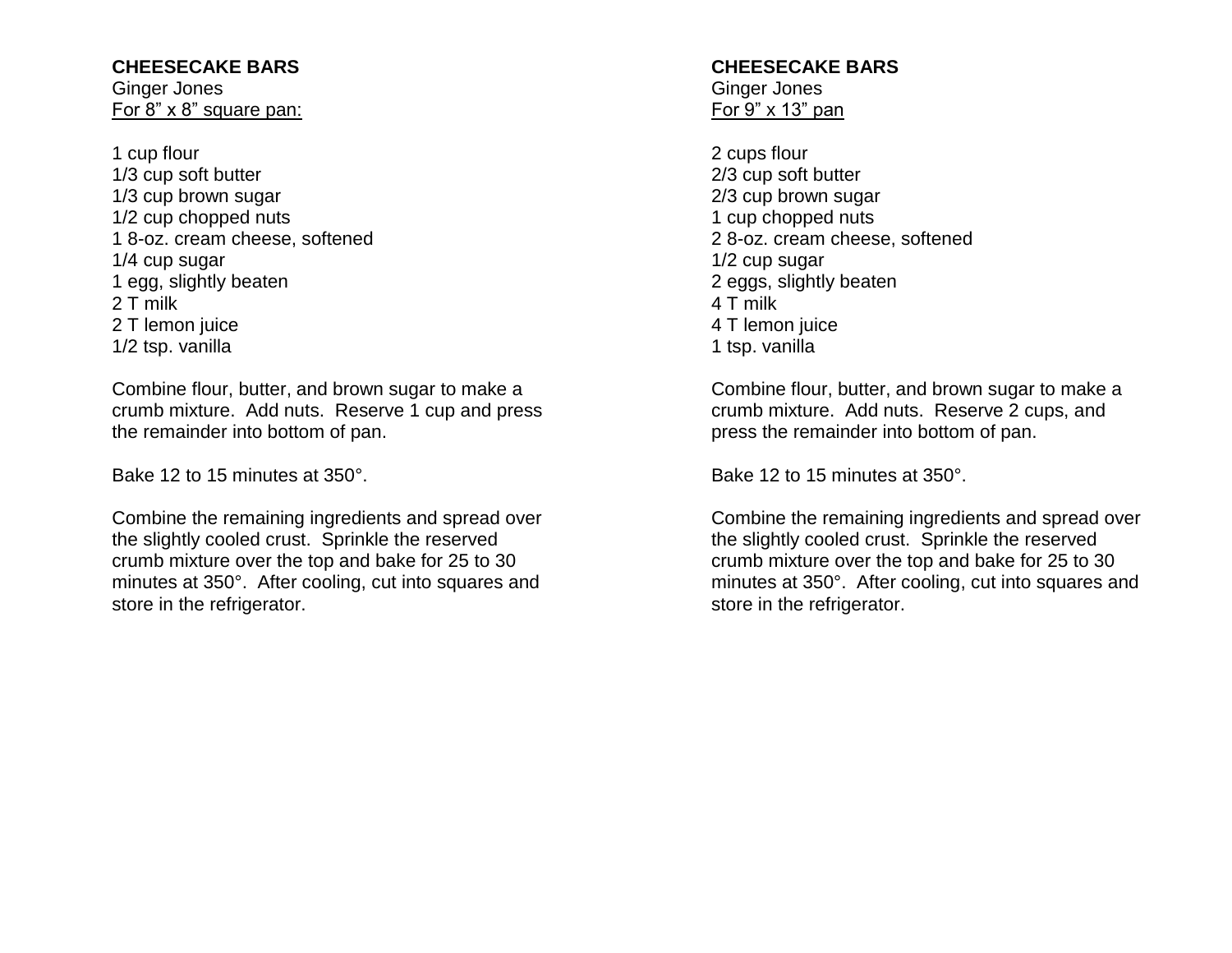**CHEESECAKE BARS**
Ginger Jones
For 8” x 8” square pan:

1 cup flour
1/3 cup soft butter
1/3 cup brown sugar
1/2 cup chopped nuts
1 8-oz. cream cheese, softened
1/4 cup sugar
1 egg, slightly beaten
2 T milk
2 T lemon juice
1/2 tsp. vanilla

Combine flour, butter, and brown sugar to make a crumb mixture. Add nuts. Reserve 1 cup and press the remainder into bottom of pan.

Bake 12 to 15 minutes at 350°.

Combine the remaining ingredients and spread over the slightly cooled crust. Sprinkle the reserved crumb mixture over the top and bake for 25 to 30 minutes at 350°. After cooling, cut into squares and store in the refrigerator.

**CHEESECAKE BARS**
Ginger Jones
For 9” x 13” pan

2 cups flour
2/3 cup soft butter
2/3 cup brown sugar
1 cup chopped nuts
2 8-oz. cream cheese, softened
1/2 cup sugar
2 eggs, slightly beaten
4 T milk
4 T lemon juice
1 tsp. vanilla

Combine flour, butter, and brown sugar to make a crumb mixture. Add nuts. Reserve 2 cups, and press the remainder into bottom of pan.

Bake 12 to 15 minutes at 350°.

Combine the remaining ingredients and spread over the slightly cooled crust. Sprinkle the reserved crumb mixture over the top and bake for 25 to 30 minutes at 350°. After cooling, cut into squares and store in the refrigerator.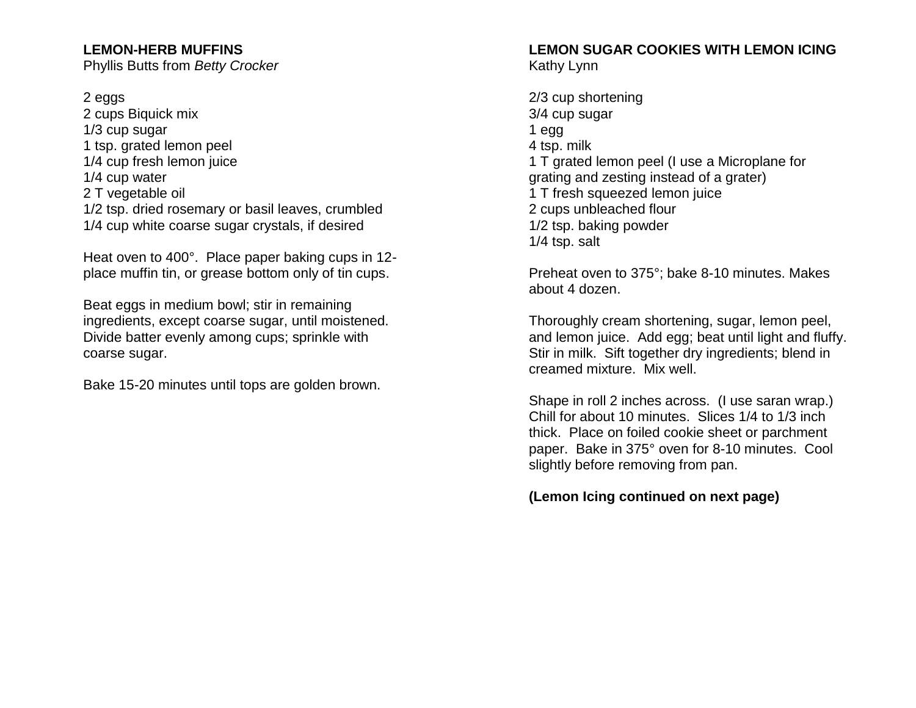## LEMON-HERB MUFFINS

Phyllis Butts from *Betty Crocker*

2 eggs
2 cups Biquick mix
1/3 cup sugar
1 tsp. grated lemon peel
1/4 cup fresh lemon juice
1/4 cup water
2 T vegetable oil
1/2 tsp. dried rosemary or basil leaves, crumbled
1/4 cup white coarse sugar crystals, if desired

Heat oven to 400°. Place paper baking cups in 12-place muffin tin, or grease bottom only of tin cups.

Beat eggs in medium bowl; stir in remaining ingredients, except coarse sugar, until moistened. Divide batter evenly among cups; sprinkle with coarse sugar.

Bake 15-20 minutes until tops are golden brown.

## LEMON SUGAR COOKIES WITH LEMON ICING

Kathy Lynn

2/3 cup shortening
3/4 cup sugar
1 egg
4 tsp. milk
1 T grated lemon peel (I use a Microplane for grating and zesting instead of a grater)
1 T fresh squeezed lemon juice
2 cups unbleached flour
1/2 tsp. baking powder
1/4 tsp. salt

Preheat oven to 375°; bake 8-10 minutes. Makes about 4 dozen.

Thoroughly cream shortening, sugar, lemon peel, and lemon juice. Add egg; beat until light and fluffy. Stir in milk. Sift together dry ingredients; blend in creamed mixture. Mix well.

Shape in roll 2 inches across. (I use saran wrap.) Chill for about 10 minutes. Slices 1/4 to 1/3 inch thick. Place on foiled cookie sheet or parchment paper. Bake in 375° oven for 8-10 minutes. Cool slightly before removing from pan.

**(Lemon Icing continued on next page)**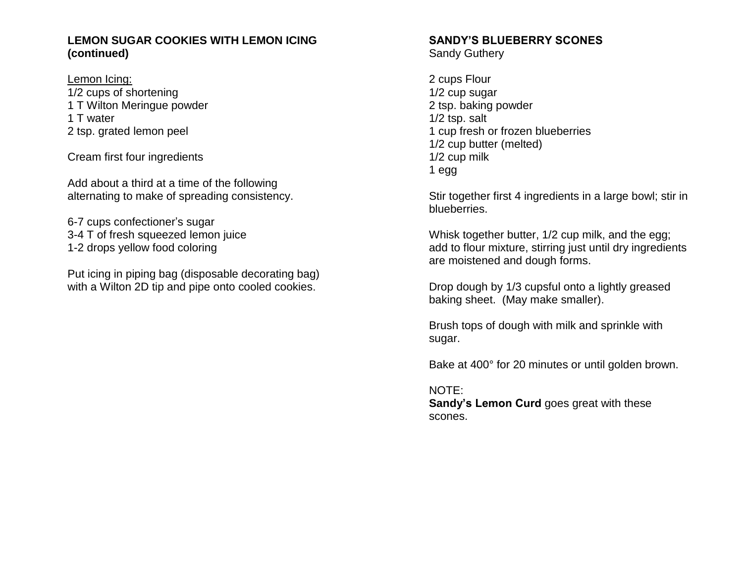**LEMON SUGAR COOKIES WITH LEMON ICING (continued)**

Lemon Icing:
1/2 cups of shortening
1 T Wilton Meringue powder
1 T water
2 tsp. grated lemon peel

Cream first four ingredients

Add about a third at a time of the following alternating to make of spreading consistency.

6-7 cups confectioner's sugar
3-4 T of fresh squeezed lemon juice
1-2 drops yellow food coloring

Put icing in piping bag (disposable decorating bag) with a Wilton 2D tip and pipe onto cooled cookies.

**SANDY'S BLUEBERRY SCONES**
Sandy Guthery

2 cups Flour
1/2 cup sugar
2 tsp. baking powder
1/2 tsp. salt
1 cup fresh or frozen blueberries
1/2 cup butter (melted)
1/2 cup milk
1 egg

Stir together first 4 ingredients in a large bowl; stir in blueberries.

Whisk together butter, 1/2 cup milk, and the egg; add to flour mixture, stirring just until dry ingredients are moistened and dough forms.

Drop dough by 1/3 cupsful onto a lightly greased baking sheet. (May make smaller).

Brush tops of dough with milk and sprinkle with sugar.

Bake at 400° for 20 minutes or until golden brown.

NOTE:
**Sandy's Lemon Curd** goes great with these scones.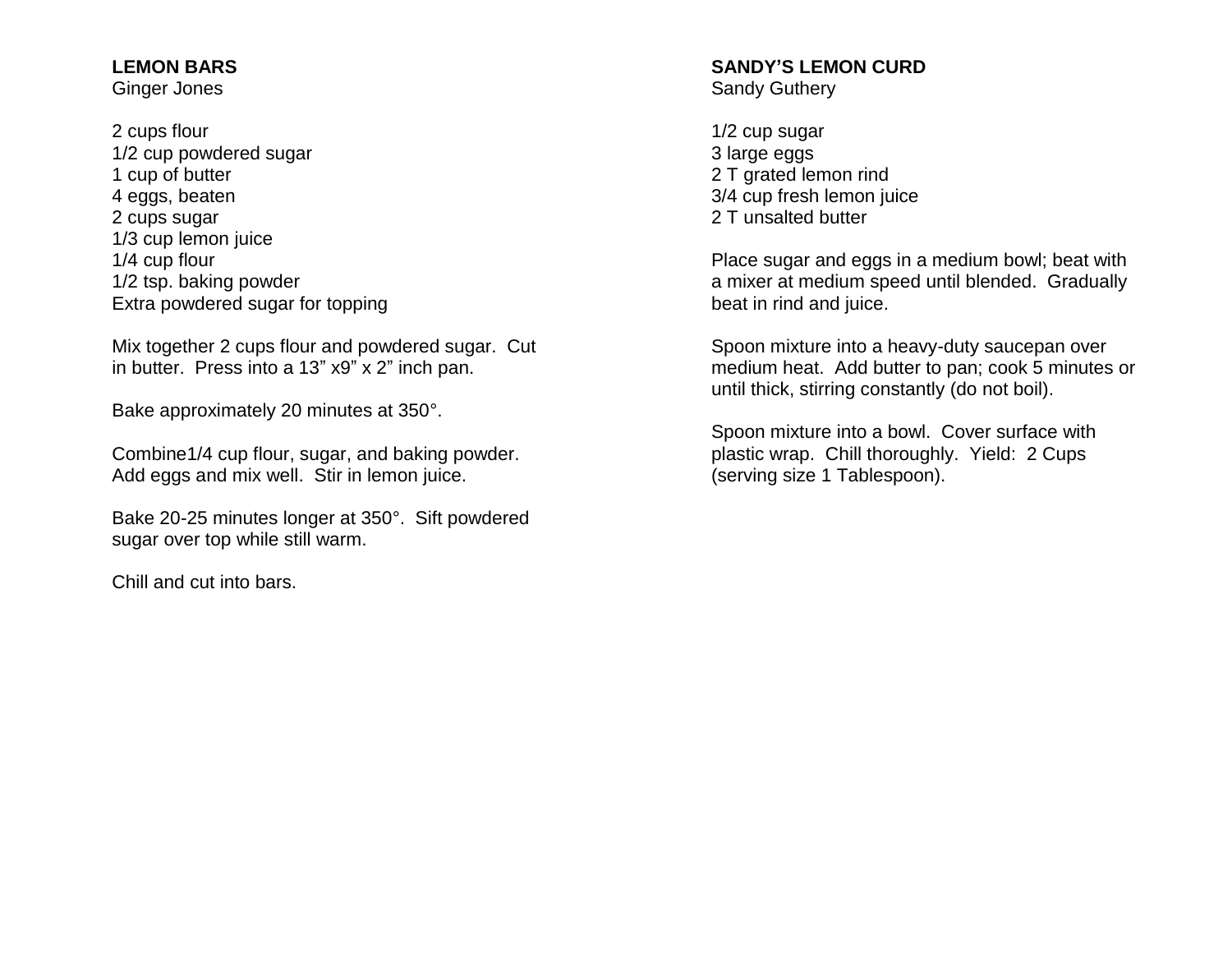**LEMON BARS**
Ginger Jones

2 cups flour
1/2 cup powdered sugar
1 cup of butter
4 eggs, beaten
2 cups sugar
1/3 cup lemon juice
1/4 cup flour
1/2 tsp. baking powder
Extra powdered sugar for topping

Mix together 2 cups flour and powdered sugar. Cut in butter. Press into a 13" x9" x 2" inch pan.

Bake approximately 20 minutes at 350°.

Combine1/4 cup flour, sugar, and baking powder. Add eggs and mix well. Stir in lemon juice.

Bake 20-25 minutes longer at 350°. Sift powdered sugar over top while still warm.

Chill and cut into bars.

**SANDY'S LEMON CURD**
Sandy Guthery

1/2 cup sugar
3 large eggs
2 T grated lemon rind
3/4 cup fresh lemon juice
2 T unsalted butter

Place sugar and eggs in a medium bowl; beat with a mixer at medium speed until blended. Gradually beat in rind and juice.

Spoon mixture into a heavy-duty saucepan over medium heat. Add butter to pan; cook 5 minutes or until thick, stirring constantly (do not boil).

Spoon mixture into a bowl. Cover surface with plastic wrap. Chill thoroughly. Yield: 2 Cups (serving size 1 Tablespoon).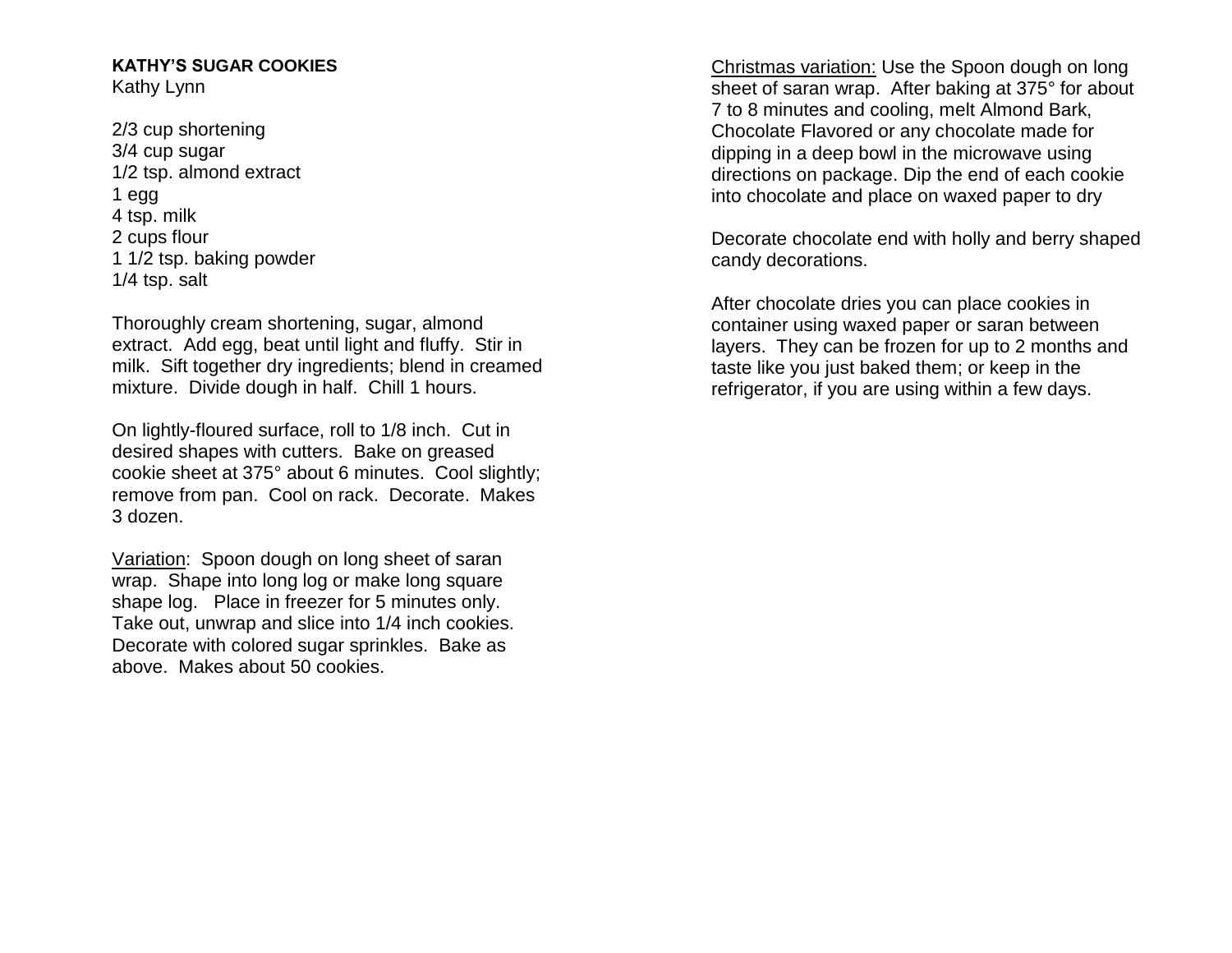**KATHY'S SUGAR COOKIES**
Kathy Lynn

2/3 cup shortening
3/4 cup sugar
1/2 tsp. almond extract
1 egg
4 tsp. milk
2 cups flour
1 1/2 tsp. baking powder
1/4 tsp. salt

Thoroughly cream shortening, sugar, almond extract. Add egg, beat until light and fluffy. Stir in milk. Sift together dry ingredients; blend in creamed mixture. Divide dough in half. Chill 1 hours.

On lightly-floured surface, roll to 1/8 inch. Cut in desired shapes with cutters. Bake on greased cookie sheet at 375° about 6 minutes. Cool slightly; remove from pan. Cool on rack. Decorate. Makes 3 dozen.

<u>Variation</u>: Spoon dough on long sheet of saran wrap. Shape into long log or make long square shape log. Place in freezer for 5 minutes only. Take out, unwrap and slice into 1/4 inch cookies. Decorate with colored sugar sprinkles. Bake as above. Makes about 50 cookies.

<u>Christmas variation:</u> Use the Spoon dough on long sheet of saran wrap. After baking at 375° for about 7 to 8 minutes and cooling, melt Almond Bark, Chocolate Flavored or any chocolate made for dipping in a deep bowl in the microwave using directions on package. Dip the end of each cookie into chocolate and place on waxed paper to dry

Decorate chocolate end with holly and berry shaped candy decorations.

After chocolate dries you can place cookies in container using waxed paper or saran between layers. They can be frozen for up to 2 months and taste like you just baked them; or keep in the refrigerator, if you are using within a few days.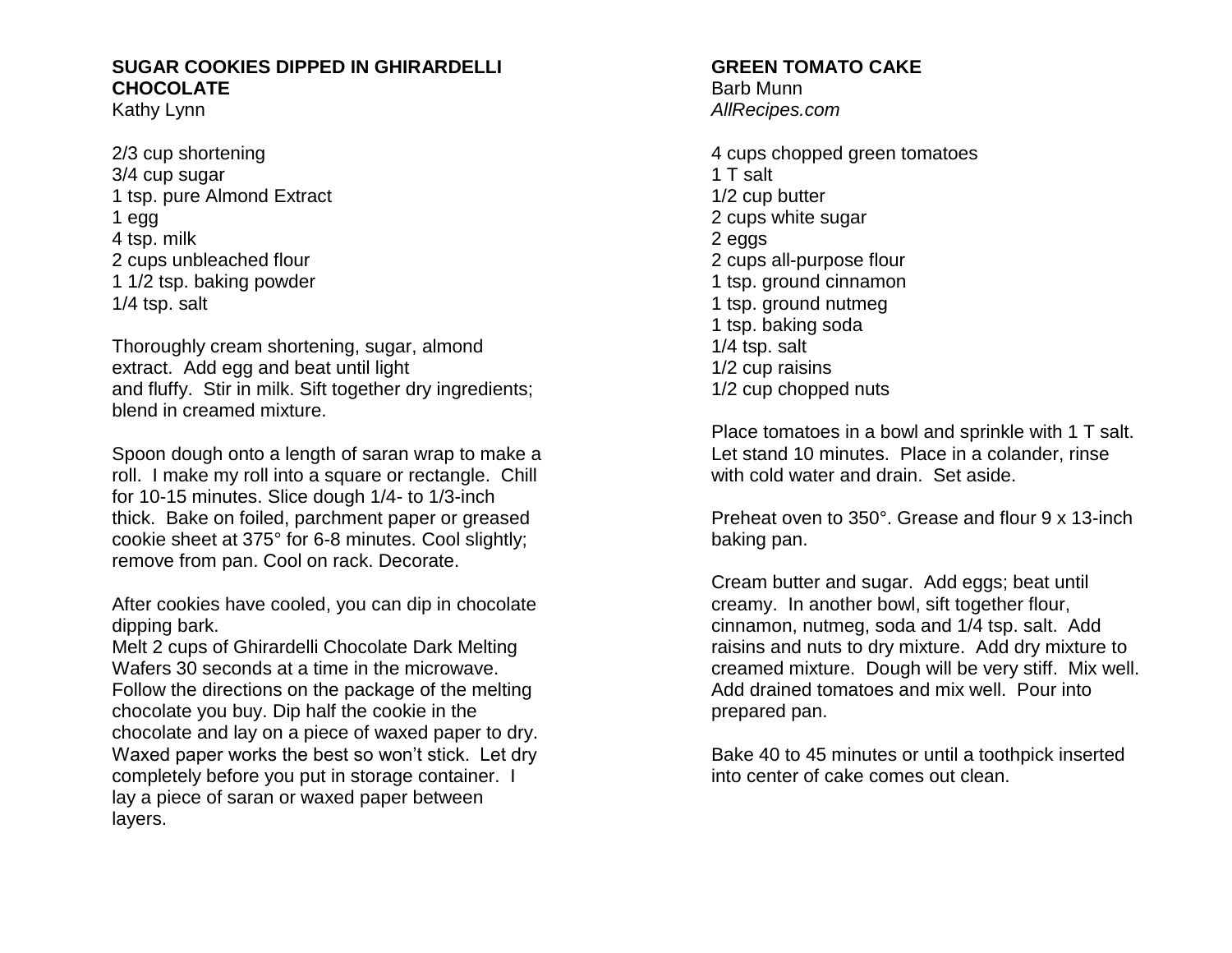## SUGAR COOKIES DIPPED IN GHIRARDELLI CHOCOLATE

Kathy Lynn

2/3 cup shortening
3/4 cup sugar
1 tsp. pure Almond Extract
1 egg
4 tsp. milk
2 cups unbleached flour
1 1/2 tsp. baking powder
1/4 tsp. salt

Thoroughly cream shortening, sugar, almond extract. Add egg and beat until light and fluffy. Stir in milk. Sift together dry ingredients; blend in creamed mixture.

Spoon dough onto a length of saran wrap to make a roll. I make my roll into a square or rectangle. Chill for 10-15 minutes. Slice dough 1/4- to 1/3-inch thick. Bake on foiled, parchment paper or greased cookie sheet at 375° for 6-8 minutes. Cool slightly; remove from pan. Cool on rack. Decorate.

After cookies have cooled, you can dip in chocolate dipping bark.
Melt 2 cups of Ghirardelli Chocolate Dark Melting Wafers 30 seconds at a time in the microwave. Follow the directions on the package of the melting chocolate you buy. Dip half the cookie in the chocolate and lay on a piece of waxed paper to dry. Waxed paper works the best so won't stick. Let dry completely before you put in storage container. I lay a piece of saran or waxed paper between layers.

## GREEN TOMATO CAKE

Barb Munn
*AllRecipes.com*

4 cups chopped green tomatoes
1 T salt
1/2 cup butter
2 cups white sugar
2 eggs
2 cups all-purpose flour
1 tsp. ground cinnamon
1 tsp. ground nutmeg
1 tsp. baking soda
1/4 tsp. salt
1/2 cup raisins
1/2 cup chopped nuts

Place tomatoes in a bowl and sprinkle with 1 T salt. Let stand 10 minutes. Place in a colander, rinse with cold water and drain. Set aside.

Preheat oven to 350°. Grease and flour 9 x 13-inch baking pan.

Cream butter and sugar. Add eggs; beat until creamy. In another bowl, sift together flour, cinnamon, nutmeg, soda and 1/4 tsp. salt. Add raisins and nuts to dry mixture. Add dry mixture to creamed mixture. Dough will be very stiff. Mix well. Add drained tomatoes and mix well. Pour into prepared pan.

Bake 40 to 45 minutes or until a toothpick inserted into center of cake comes out clean.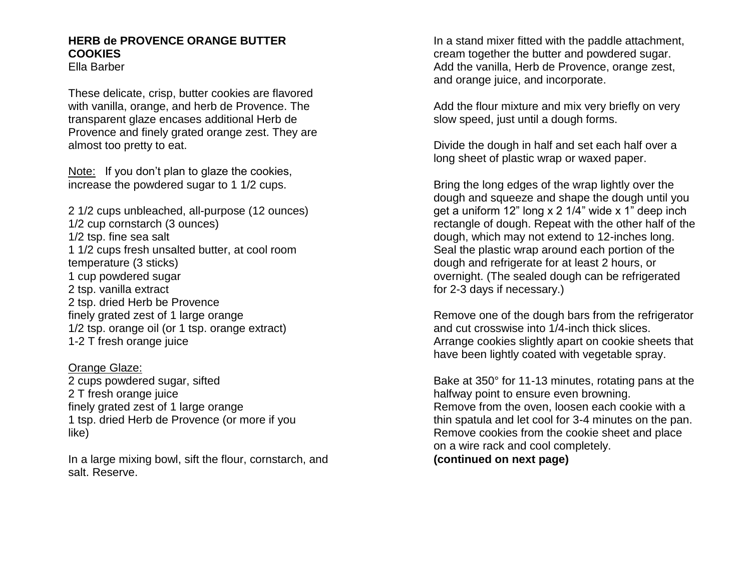**HERB de PROVENCE ORANGE BUTTER COOKIES**
Ella Barber

These delicate, crisp, butter cookies are flavored with vanilla, orange, and herb de Provence. The transparent glaze encases additional Herb de Provence and finely grated orange zest. They are almost too pretty to eat.

Note: If you don't plan to glaze the cookies, increase the powdered sugar to 1 1/2 cups.

2 1/2 cups unbleached, all-purpose (12 ounces)
1/2 cup cornstarch (3 ounces)
1/2 tsp. fine sea salt
1 1/2 cups fresh unsalted butter, at cool room temperature (3 sticks)
1 cup powdered sugar
2 tsp. vanilla extract
2 tsp. dried Herb be Provence
finely grated zest of 1 large orange
1/2 tsp. orange oil (or 1 tsp. orange extract)
1-2 T fresh orange juice

Orange Glaze:
2 cups powdered sugar, sifted
2 T fresh orange juice
finely grated zest of 1 large orange
1 tsp. dried Herb de Provence (or more if you like)

In a large mixing bowl, sift the flour, cornstarch, and salt. Reserve.

In a stand mixer fitted with the paddle attachment, cream together the butter and powdered sugar. Add the vanilla, Herb de Provence, orange zest, and orange juice, and incorporate.

Add the flour mixture and mix very briefly on very slow speed, just until a dough forms.

Divide the dough in half and set each half over a long sheet of plastic wrap or waxed paper.

Bring the long edges of the wrap lightly over the dough and squeeze and shape the dough until you get a uniform 12" long x 2 1/4" wide x 1" deep inch rectangle of dough. Repeat with the other half of the dough, which may not extend to 12-inches long. Seal the plastic wrap around each portion of the dough and refrigerate for at least 2 hours, or overnight. (The sealed dough can be refrigerated for 2-3 days if necessary.)

Remove one of the dough bars from the refrigerator and cut crosswise into 1/4-inch thick slices. Arrange cookies slightly apart on cookie sheets that have been lightly coated with vegetable spray.

Bake at 350° for 11-13 minutes, rotating pans at the halfway point to ensure even browning.
Remove from the oven, loosen each cookie with a thin spatula and let cool for 3-4 minutes on the pan. Remove cookies from the cookie sheet and place on a wire rack and cool completely.
**(continued on next page)**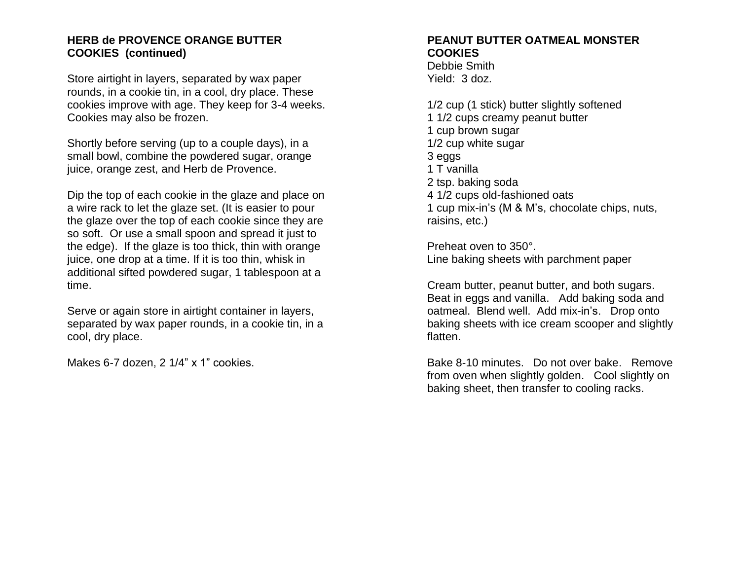**HERB de PROVENCE ORANGE BUTTER COOKIES (continued)**

Store airtight in layers, separated by wax paper rounds, in a cookie tin, in a cool, dry place. These cookies improve with age. They keep for 3-4 weeks. Cookies may also be frozen.

Shortly before serving (up to a couple days), in a small bowl, combine the powdered sugar, orange juice, orange zest, and Herb de Provence.

Dip the top of each cookie in the glaze and place on a wire rack to let the glaze set. (It is easier to pour the glaze over the top of each cookie since they are so soft. Or use a small spoon and spread it just to the edge). If the glaze is too thick, thin with orange juice, one drop at a time. If it is too thin, whisk in additional sifted powdered sugar, 1 tablespoon at a time.

Serve or again store in airtight container in layers, separated by wax paper rounds, in a cookie tin, in a cool, dry place.

Makes 6-7 dozen, 2 1/4" x 1" cookies.

**PEANUT BUTTER OATMEAL MONSTER COOKIES**
Debbie Smith
Yield: 3 doz.

1/2 cup (1 stick) butter slightly softened
1 1/2 cups creamy peanut butter
1 cup brown sugar
1/2 cup white sugar
3 eggs
1 T vanilla
2 tsp. baking soda
4 1/2 cups old-fashioned oats
1 cup mix-in's (M & M's, chocolate chips, nuts, raisins, etc.)

Preheat oven to 350°.
Line baking sheets with parchment paper

Cream butter, peanut butter, and both sugars. Beat in eggs and vanilla. Add baking soda and oatmeal. Blend well. Add mix-in's. Drop onto baking sheets with ice cream scooper and slightly flatten.

Bake 8-10 minutes. Do not over bake. Remove from oven when slightly golden. Cool slightly on baking sheet, then transfer to cooling racks.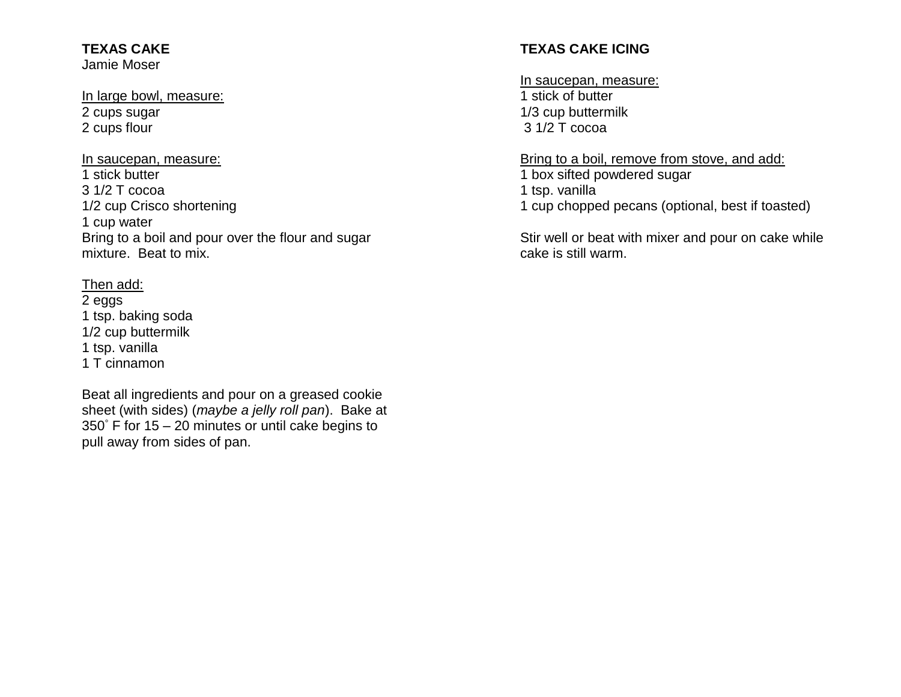**TEXAS CAKE**
Jamie Moser

<u>In large bowl, measure:</u>
2 cups sugar
2 cups flour

<u>In saucepan, measure:</u>
1 stick butter
3 1/2 T cocoa
1/2 cup Crisco shortening
1 cup water
Bring to a boil and pour over the flour and sugar mixture. Beat to mix.

<u>Then add:</u>
2 eggs
1 tsp. baking soda
1/2 cup buttermilk
1 tsp. vanilla
1 T cinnamon

Beat all ingredients and pour on a greased cookie sheet (with sides) (*maybe a jelly roll pan*). Bake at 350˚ F for 15 – 20 minutes or until cake begins to pull away from sides of pan.

**TEXAS CAKE ICING**

<u>In saucepan, measure:</u>
1 stick of butter
1/3 cup buttermilk
3 1/2 T cocoa

<u>Bring to a boil, remove from stove, and add:</u>
1 box sifted powdered sugar
1 tsp. vanilla
1 cup chopped pecans (optional, best if toasted)

Stir well or beat with mixer and pour on cake while cake is still warm.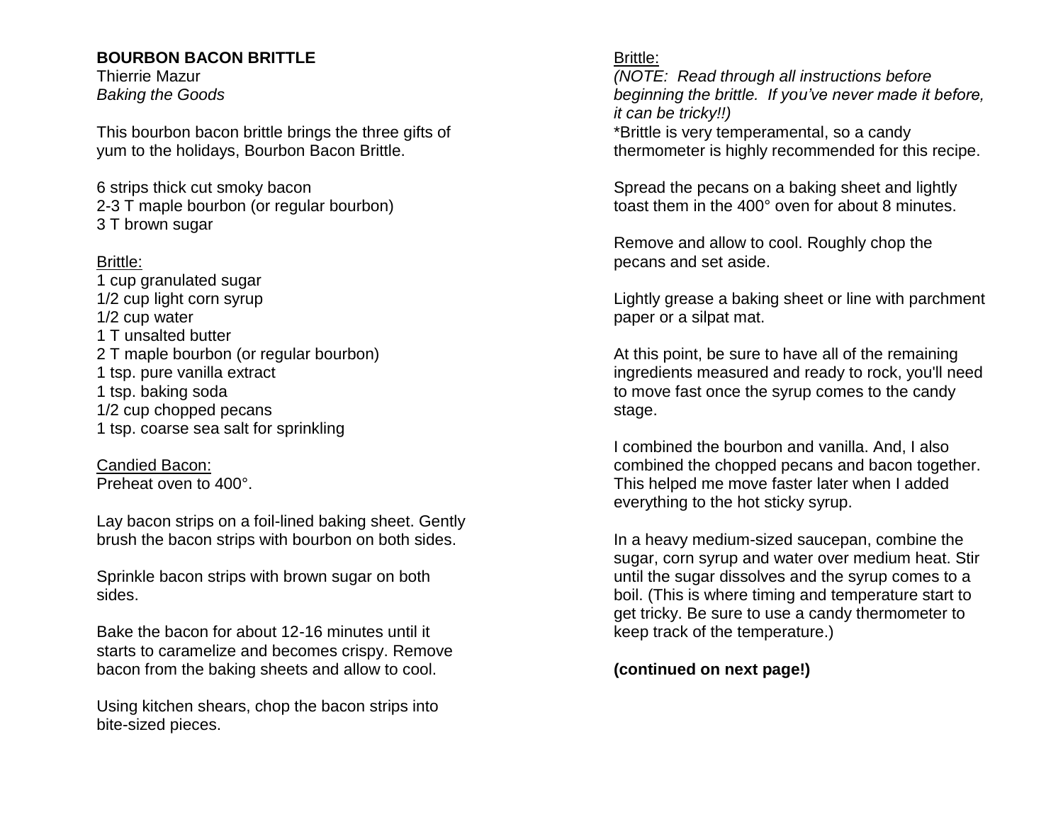**BOURBON BACON BRITTLE**
Thierrie Mazur
*Baking the Goods*

This bourbon bacon brittle brings the three gifts of yum to the holidays, Bourbon Bacon Brittle.

6 strips thick cut smoky bacon
2-3 T maple bourbon (or regular bourbon)
3 T brown sugar

Brittle:
1 cup granulated sugar
1/2 cup light corn syrup
1/2 cup water
1 T unsalted butter
2 T maple bourbon (or regular bourbon)
1 tsp. pure vanilla extract
1 tsp. baking soda
1/2 cup chopped pecans
1 tsp. coarse sea salt for sprinkling

Candied Bacon:
Preheat oven to 400°.

Lay bacon strips on a foil-lined baking sheet. Gently brush the bacon strips with bourbon on both sides.

Sprinkle bacon strips with brown sugar on both sides.

Bake the bacon for about 12-16 minutes until it starts to caramelize and becomes crispy. Remove bacon from the baking sheets and allow to cool.

Using kitchen shears, chop the bacon strips into bite-sized pieces.

Brittle:
*(NOTE: Read through all instructions before beginning the brittle. If you've never made it before, it can be tricky!!)*
*Brittle is very temperamental, so a candy thermometer is highly recommended for this recipe.

Spread the pecans on a baking sheet and lightly toast them in the 400° oven for about 8 minutes.

Remove and allow to cool. Roughly chop the pecans and set aside.

Lightly grease a baking sheet or line with parchment paper or a silpat mat.

At this point, be sure to have all of the remaining ingredients measured and ready to rock, you'll need to move fast once the syrup comes to the candy stage.

I combined the bourbon and vanilla. And, I also combined the chopped pecans and bacon together. This helped me move faster later when I added everything to the hot sticky syrup.

In a heavy medium-sized saucepan, combine the sugar, corn syrup and water over medium heat. Stir until the sugar dissolves and the syrup comes to a boil. (This is where timing and temperature start to get tricky. Be sure to use a candy thermometer to keep track of the temperature.)

**(continued on next page!)**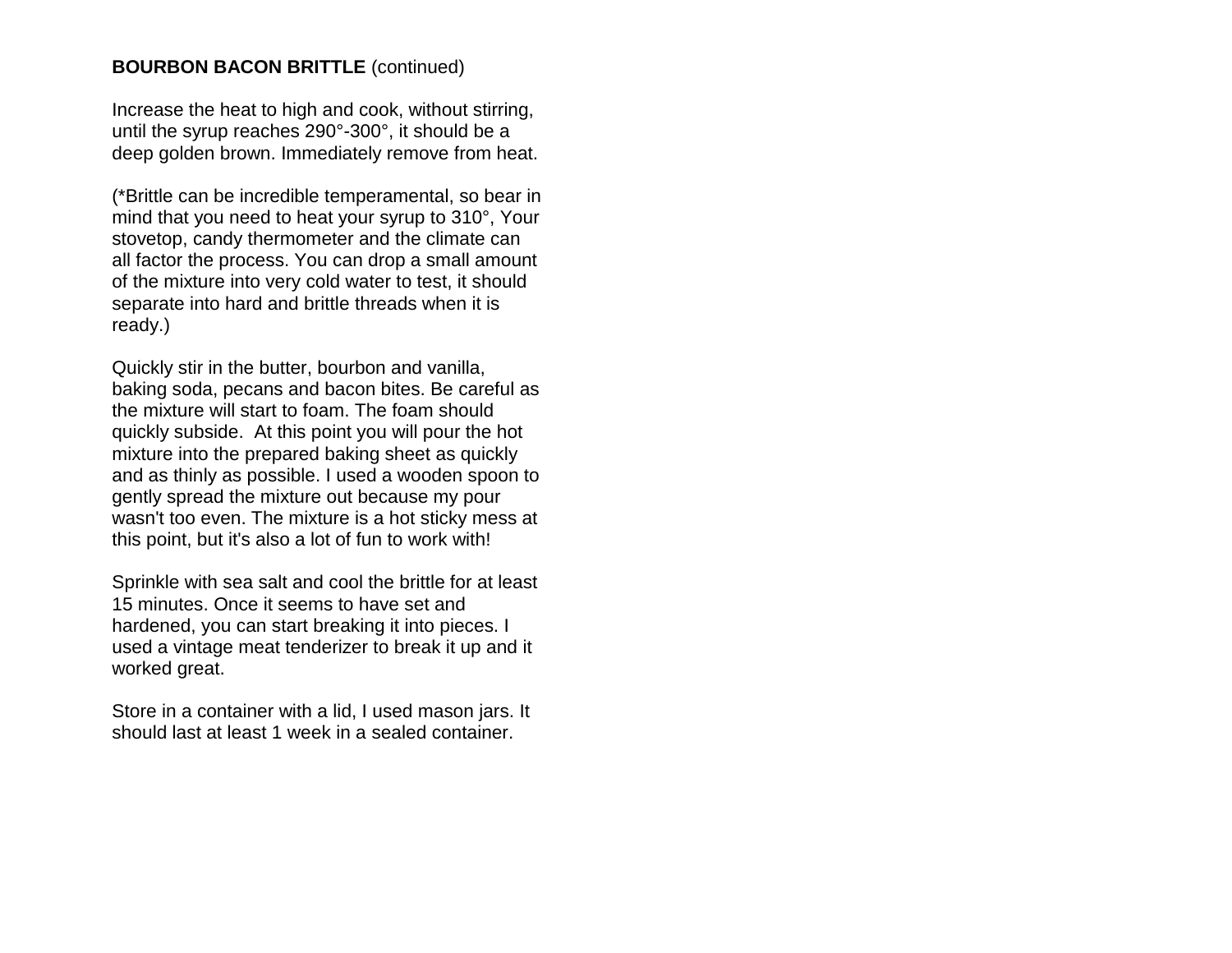**BOURBON BACON BRITTLE** (continued)

Increase the heat to high and cook, without stirring, until the syrup reaches 290°-300°, it should be a deep golden brown. Immediately remove from heat.

(*Brittle can be incredible temperamental, so bear in mind that you need to heat your syrup to 310°, Your stovetop, candy thermometer and the climate can all factor the process. You can drop a small amount of the mixture into very cold water to test, it should separate into hard and brittle threads when it is ready.)

Quickly stir in the butter, bourbon and vanilla, baking soda, pecans and bacon bites. Be careful as the mixture will start to foam. The foam should quickly subside.  At this point you will pour the hot mixture into the prepared baking sheet as quickly and as thinly as possible. I used a wooden spoon to gently spread the mixture out because my pour wasn't too even. The mixture is a hot sticky mess at this point, but it's also a lot of fun to work with!

Sprinkle with sea salt and cool the brittle for at least 15 minutes. Once it seems to have set and hardened, you can start breaking it into pieces. I used a vintage meat tenderizer to break it up and it worked great.

Store in a container with a lid, I used mason jars. It should last at least 1 week in a sealed container.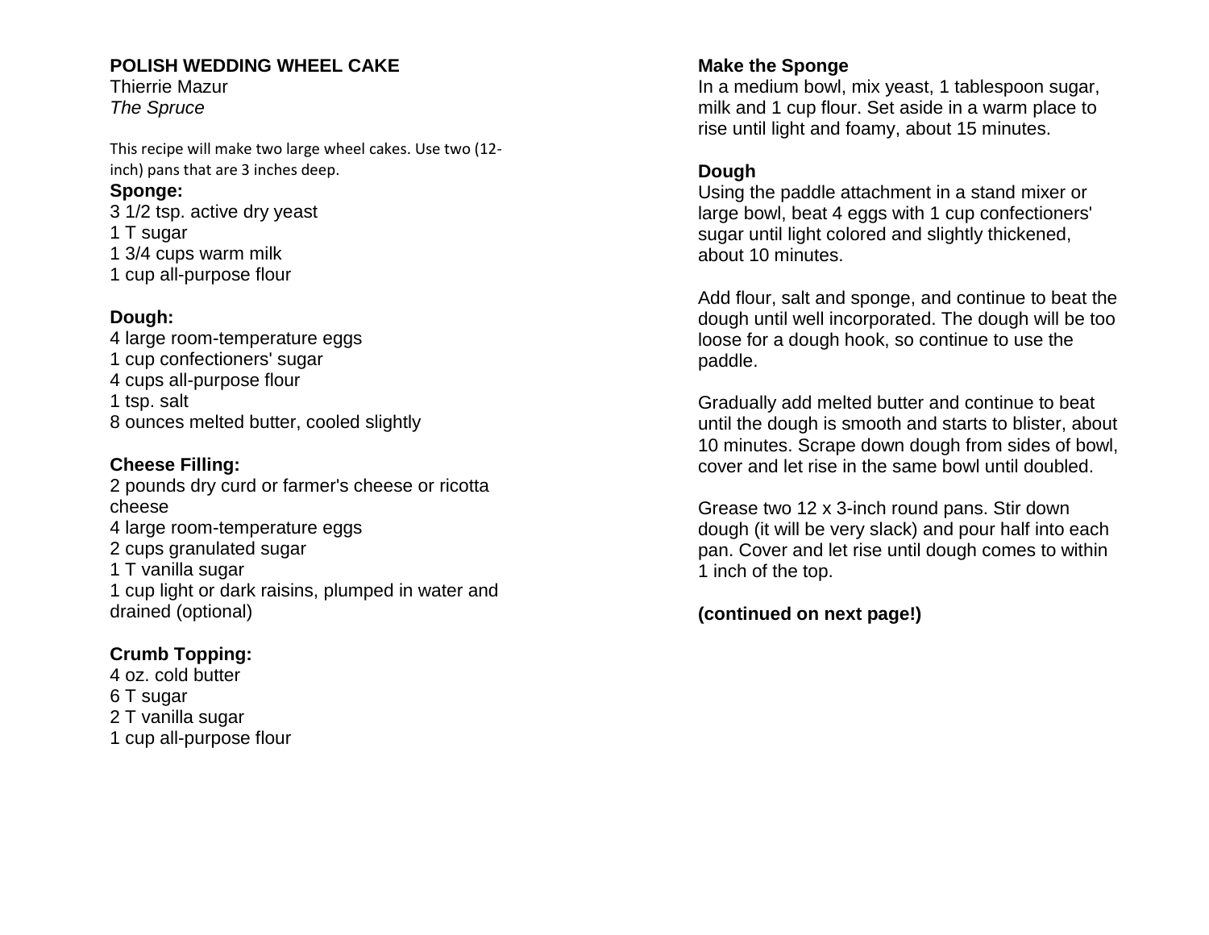## POLISH WEDDING WHEEL CAKE

Thierrie Mazur
*The Spruce*

This recipe will make two large wheel cakes. Use two (12-inch) pans that are 3 inches deep.

**Sponge:**

3 1/2 tsp. active dry yeast
1 T sugar
1 3/4 cups warm milk
1 cup all-purpose flour

**Dough:**

4 large room-temperature eggs
1 cup confectioners' sugar
4 cups all-purpose flour
1 tsp. salt
8 ounces melted butter, cooled slightly

**Cheese Filling:**

2 pounds dry curd or farmer's cheese or ricotta cheese
4 large room-temperature eggs
2 cups granulated sugar
1 T vanilla sugar
1 cup light or dark raisins, plumped in water and drained (optional)

**Crumb Topping:**

4 oz. cold butter
6 T sugar
2 T vanilla sugar
1 cup all-purpose flour

**Make the Sponge**

In a medium bowl, mix yeast, 1 tablespoon sugar, milk and 1 cup flour. Set aside in a warm place to rise until light and foamy, about 15 minutes.

**Dough**

Using the paddle attachment in a stand mixer or large bowl, beat 4 eggs with 1 cup confectioners' sugar until light colored and slightly thickened, about 10 minutes.

Add flour, salt and sponge, and continue to beat the dough until well incorporated. The dough will be too loose for a dough hook, so continue to use the paddle.

Gradually add melted butter and continue to beat until the dough is smooth and starts to blister, about 10 minutes. Scrape down dough from sides of bowl, cover and let rise in the same bowl until doubled.

Grease two 12 x 3-inch round pans. Stir down dough (it will be very slack) and pour half into each pan. Cover and let rise until dough comes to within 1 inch of the top.

**(continued on next page!)**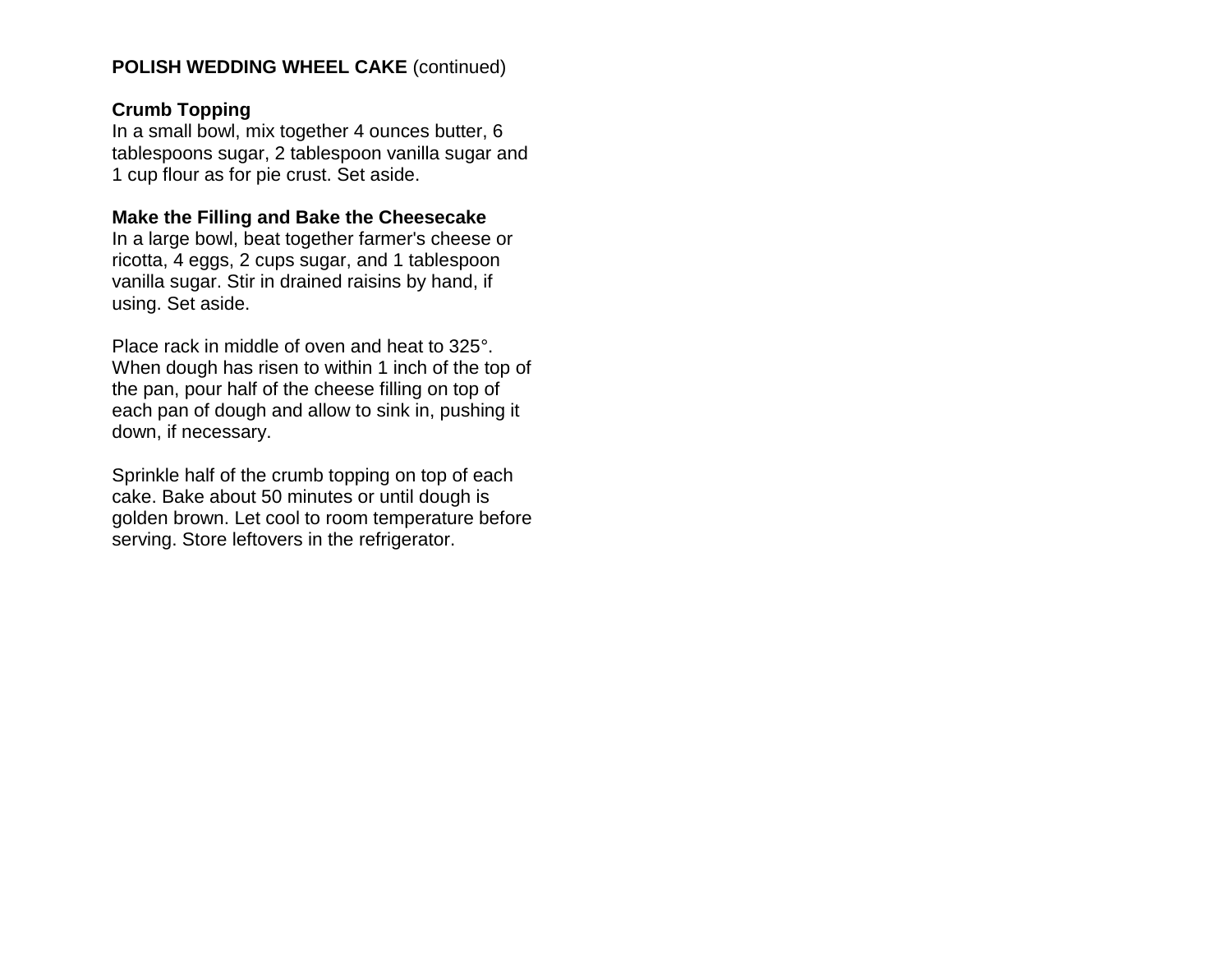**POLISH WEDDING WHEEL CAKE** (continued)

**Crumb Topping**

In a small bowl, mix together 4 ounces butter, 6 tablespoons sugar, 2 tablespoon vanilla sugar and 1 cup flour as for pie crust. Set aside.

**Make the Filling and Bake the Cheesecake**

In a large bowl, beat together farmer's cheese or ricotta, 4 eggs, 2 cups sugar, and 1 tablespoon vanilla sugar. Stir in drained raisins by hand, if using. Set aside.

Place rack in middle of oven and heat to 325°. When dough has risen to within 1 inch of the top of the pan, pour half of the cheese filling on top of each pan of dough and allow to sink in, pushing it down, if necessary.

Sprinkle half of the crumb topping on top of each cake. Bake about 50 minutes or until dough is golden brown. Let cool to room temperature before serving. Store leftovers in the refrigerator.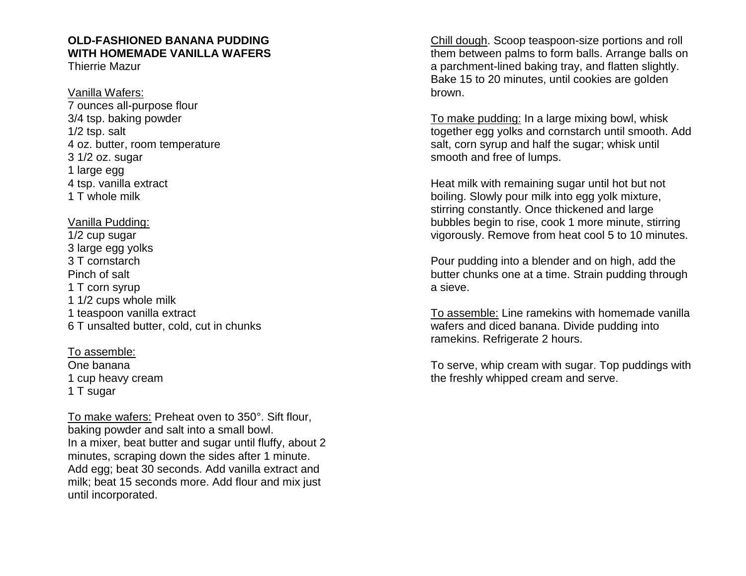**OLD-FASHIONED BANANA PUDDING**
**WITH HOMEMADE VANILLA WAFERS**
Thierrie Mazur

Vanilla Wafers:
7 ounces all-purpose flour
3/4 tsp. baking powder
1/2 tsp. salt
4 oz. butter, room temperature
3 1/2 oz. sugar
1 large egg
4 tsp. vanilla extract
1 T whole milk

Vanilla Pudding:
1/2 cup sugar
3 large egg yolks
3 T cornstarch
Pinch of salt
1 T corn syrup
1 1/2 cups whole milk
1 teaspoon vanilla extract
6 T unsalted butter, cold, cut in chunks

To assemble:
One banana
1 cup heavy cream
1 T sugar

To make wafers: Preheat oven to 350°. Sift flour, baking powder and salt into a small bowl.
In a mixer, beat butter and sugar until fluffy, about 2 minutes, scraping down the sides after 1 minute. Add egg; beat 30 seconds. Add vanilla extract and milk; beat 15 seconds more. Add flour and mix just until incorporated.

Chill dough. Scoop teaspoon-size portions and roll them between palms to form balls. Arrange balls on a parchment-lined baking tray, and flatten slightly. Bake 15 to 20 minutes, until cookies are golden brown.

To make pudding: In a large mixing bowl, whisk together egg yolks and cornstarch until smooth. Add salt, corn syrup and half the sugar; whisk until smooth and free of lumps.

Heat milk with remaining sugar until hot but not boiling. Slowly pour milk into egg yolk mixture, stirring constantly. Once thickened and large bubbles begin to rise, cook 1 more minute, stirring vigorously. Remove from heat cool 5 to 10 minutes.

Pour pudding into a blender and on high, add the butter chunks one at a time. Strain pudding through a sieve.

To assemble: Line ramekins with homemade vanilla wafers and diced banana. Divide pudding into ramekins. Refrigerate 2 hours.

To serve, whip cream with sugar. Top puddings with the freshly whipped cream and serve.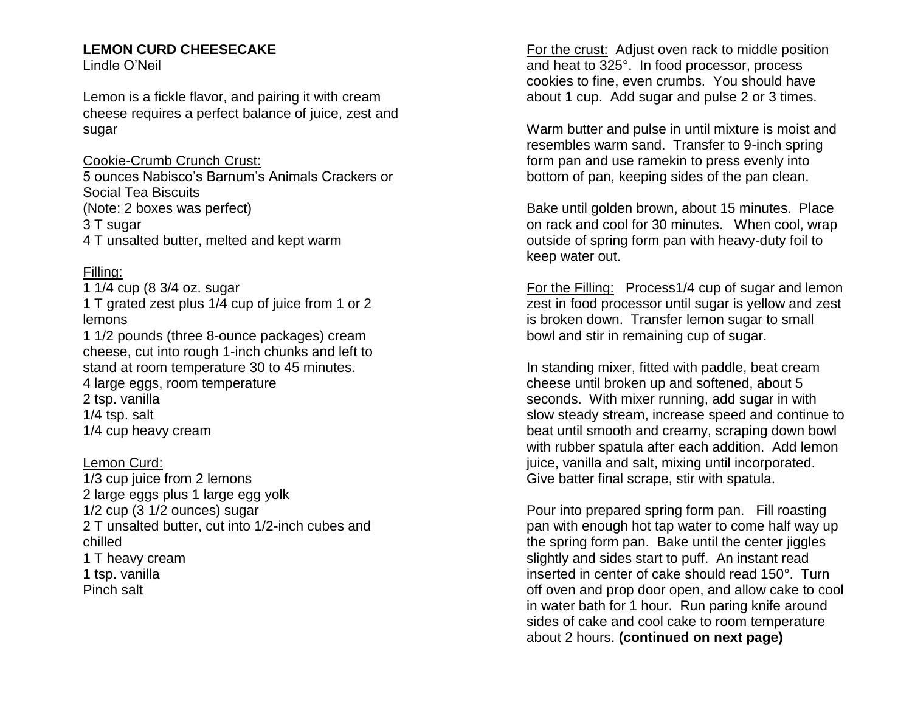**LEMON CURD CHEESECAKE**
Lindle O'Neil

Lemon is a fickle flavor, and pairing it with cream cheese requires a perfect balance of juice, zest and sugar

Cookie-Crumb Crunch Crust:
5 ounces Nabisco's Barnum's Animals Crackers or Social Tea Biscuits
(Note: 2 boxes was perfect)
3 T sugar
4 T unsalted butter, melted and kept warm

Filling:
1 1/4 cup (8 3/4 oz. sugar
1 T grated zest plus 1/4 cup of juice from 1 or 2 lemons
1 1/2 pounds (three 8-ounce packages) cream cheese, cut into rough 1-inch chunks and left to stand at room temperature 30 to 45 minutes.
4 large eggs, room temperature
2 tsp. vanilla
1/4 tsp. salt
1/4 cup heavy cream

Lemon Curd:
1/3 cup juice from 2 lemons
2 large eggs plus 1 large egg yolk
1/2 cup (3 1/2 ounces) sugar
2 T unsalted butter, cut into 1/2-inch cubes and chilled
1 T heavy cream
1 tsp. vanilla
Pinch salt

For the crust: Adjust oven rack to middle position and heat to 325°. In food processor, process cookies to fine, even crumbs. You should have about 1 cup. Add sugar and pulse 2 or 3 times.

Warm butter and pulse in until mixture is moist and resembles warm sand. Transfer to 9-inch spring form pan and use ramekin to press evenly into bottom of pan, keeping sides of the pan clean.

Bake until golden brown, about 15 minutes. Place on rack and cool for 30 minutes. When cool, wrap outside of spring form pan with heavy-duty foil to keep water out.

For the Filling: Process1/4 cup of sugar and lemon zest in food processor until sugar is yellow and zest is broken down. Transfer lemon sugar to small bowl and stir in remaining cup of sugar.

In standing mixer, fitted with paddle, beat cream cheese until broken up and softened, about 5 seconds. With mixer running, add sugar in with slow steady stream, increase speed and continue to beat until smooth and creamy, scraping down bowl with rubber spatula after each addition. Add lemon juice, vanilla and salt, mixing until incorporated. Give batter final scrape, stir with spatula.

Pour into prepared spring form pan. Fill roasting pan with enough hot tap water to come half way up the spring form pan. Bake until the center jiggles slightly and sides start to puff. An instant read inserted in center of cake should read 150°. Turn off oven and prop door open, and allow cake to cool in water bath for 1 hour. Run paring knife around sides of cake and cool cake to room temperature about 2 hours. **(continued on next page)**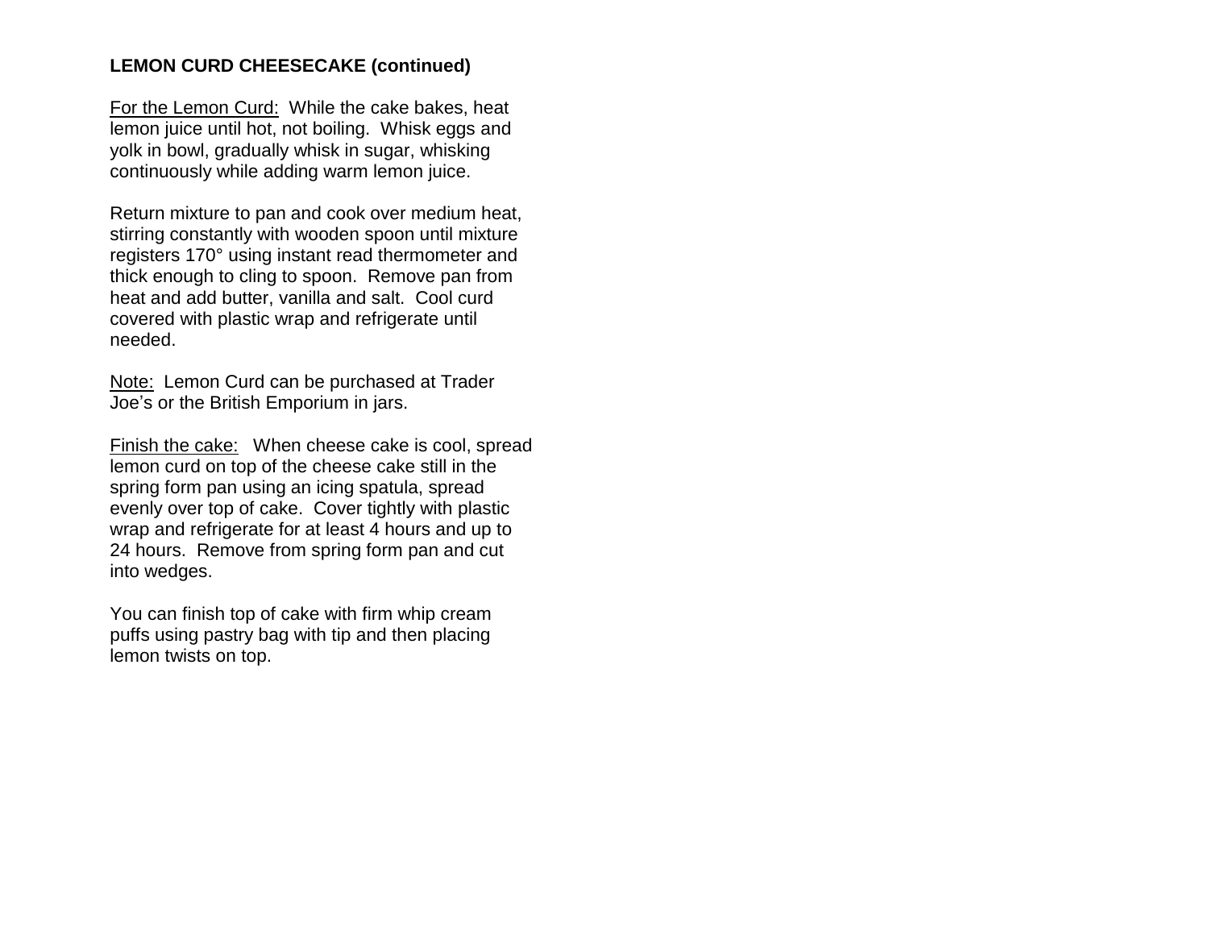**LEMON CURD CHEESECAKE (continued)**

For the Lemon Curd:  While the cake bakes, heat lemon juice until hot, not boiling.  Whisk eggs and yolk in bowl, gradually whisk in sugar, whisking continuously while adding warm lemon juice.

Return mixture to pan and cook over medium heat, stirring constantly with wooden spoon until mixture registers 170° using instant read thermometer and thick enough to cling to spoon.  Remove pan from heat and add butter, vanilla and salt.  Cool curd covered with plastic wrap and refrigerate until needed.

Note:  Lemon Curd can be purchased at Trader Joe's or the British Emporium in jars.

Finish the cake:   When cheese cake is cool, spread lemon curd on top of the cheese cake still in the spring form pan using an icing spatula, spread evenly over top of cake.  Cover tightly with plastic wrap and refrigerate for at least 4 hours and up to 24 hours.  Remove from spring form pan and cut into wedges.

You can finish top of cake with firm whip cream puffs using pastry bag with tip and then placing lemon twists on top.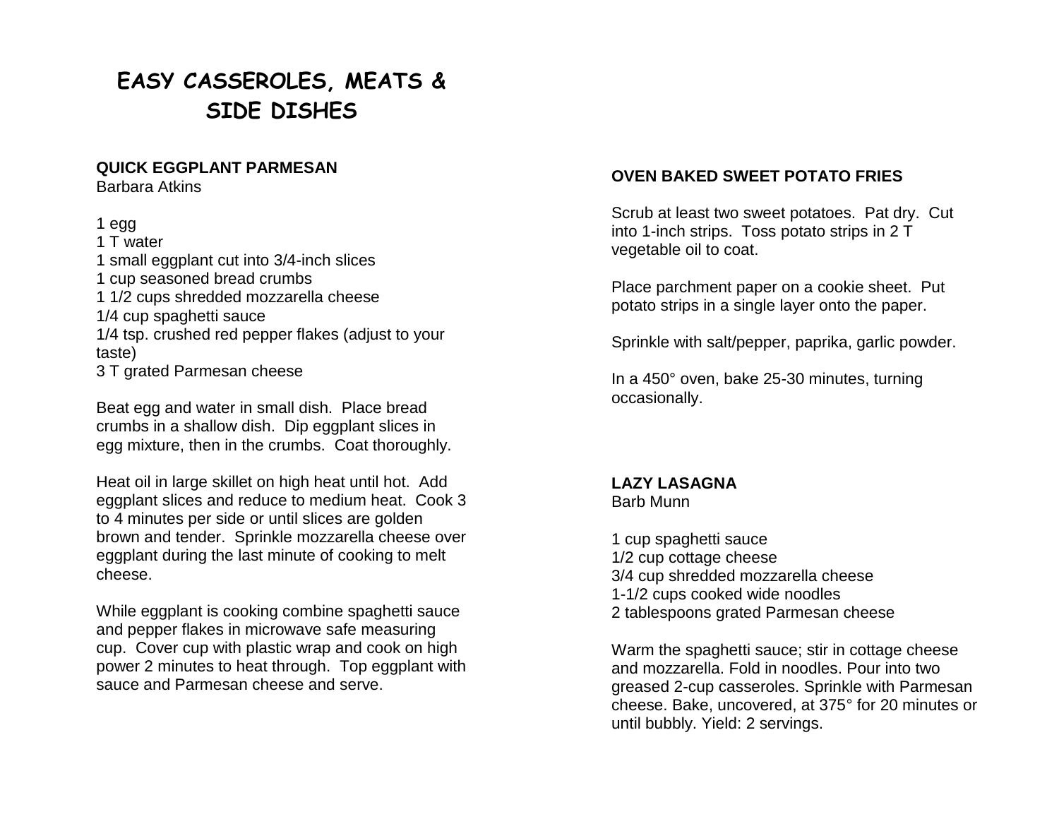# EASY CASSEROLES, MEATS & SIDE DISHES

## QUICK EGGPLANT PARMESAN

Barbara Atkins

1 egg
1 T water
1 small eggplant cut into 3/4-inch slices
1 cup seasoned bread crumbs
1 1/2 cups shredded mozzarella cheese
1/4 cup spaghetti sauce
1/4 tsp. crushed red pepper flakes (adjust to your taste)
3 T grated Parmesan cheese

Beat egg and water in small dish. Place bread crumbs in a shallow dish. Dip eggplant slices in egg mixture, then in the crumbs. Coat thoroughly.

Heat oil in large skillet on high heat until hot. Add eggplant slices and reduce to medium heat. Cook 3 to 4 minutes per side or until slices are golden brown and tender. Sprinkle mozzarella cheese over eggplant during the last minute of cooking to melt cheese.

While eggplant is cooking combine spaghetti sauce and pepper flakes in microwave safe measuring cup. Cover cup with plastic wrap and cook on high power 2 minutes to heat through. Top eggplant with sauce and Parmesan cheese and serve.

## OVEN BAKED SWEET POTATO FRIES

Scrub at least two sweet potatoes. Pat dry. Cut into 1-inch strips. Toss potato strips in 2 T vegetable oil to coat.

Place parchment paper on a cookie sheet. Put potato strips in a single layer onto the paper.

Sprinkle with salt/pepper, paprika, garlic powder.

In a 450° oven, bake 25-30 minutes, turning occasionally.

## LAZY LASAGNA

Barb Munn

1 cup spaghetti sauce
1/2 cup cottage cheese
3/4 cup shredded mozzarella cheese
1-1/2 cups cooked wide noodles
2 tablespoons grated Parmesan cheese

Warm the spaghetti sauce; stir in cottage cheese and mozzarella. Fold in noodles. Pour into two greased 2-cup casseroles. Sprinkle with Parmesan cheese. Bake, uncovered, at 375° for 20 minutes or until bubbly. Yield: 2 servings.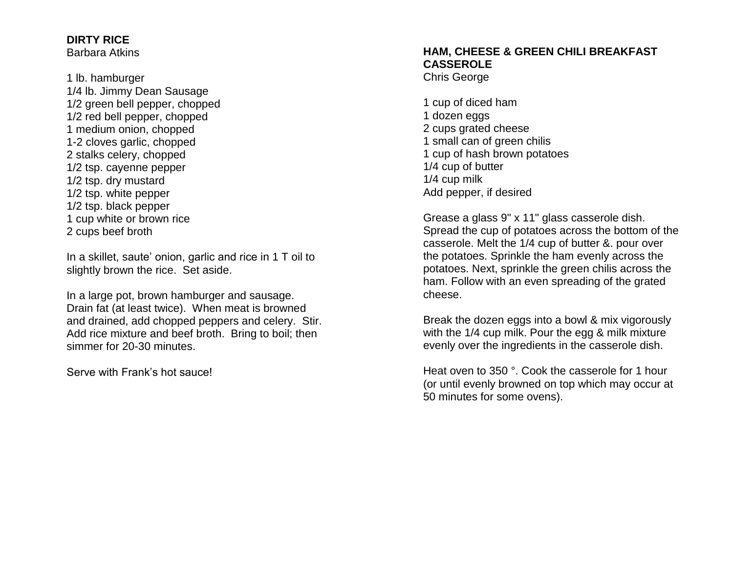## DIRTY RICE

Barbara Atkins

1 lb. hamburger
1/4 lb. Jimmy Dean Sausage
1/2 green bell pepper, chopped
1/2 red bell pepper, chopped
1 medium onion, chopped
1-2 cloves garlic, chopped
2 stalks celery, chopped
1/2 tsp. cayenne pepper
1/2 tsp. dry mustard
1/2 tsp. white pepper
1/2 tsp. black pepper
1 cup white or brown rice
2 cups beef broth

In a skillet, saute' onion, garlic and rice in 1 T oil to slightly brown the rice. Set aside.

In a large pot, brown hamburger and sausage. Drain fat (at least twice). When meat is browned and drained, add chopped peppers and celery. Stir. Add rice mixture and beef broth. Bring to boil; then simmer for 20-30 minutes.

Serve with Frank's hot sauce!

## HAM, CHEESE & GREEN CHILI BREAKFAST CASSEROLE

Chris George

1 cup of diced ham
1 dozen eggs
2 cups grated cheese
1 small can of green chilis
1 cup of hash brown potatoes
1/4 cup of butter
1/4 cup milk
Add pepper, if desired

Grease a glass 9" x 11" glass casserole dish. Spread the cup of potatoes across the bottom of the casserole. Melt the 1/4 cup of butter &. pour over the potatoes. Sprinkle the ham evenly across the potatoes. Next, sprinkle the green chilis across the ham. Follow with an even spreading of the grated cheese.

Break the dozen eggs into a bowl & mix vigorously with the 1/4 cup milk. Pour the egg & milk mixture evenly over the ingredients in the casserole dish.

Heat oven to 350 °. Cook the casserole for 1 hour (or until evenly browned on top which may occur at 50 minutes for some ovens).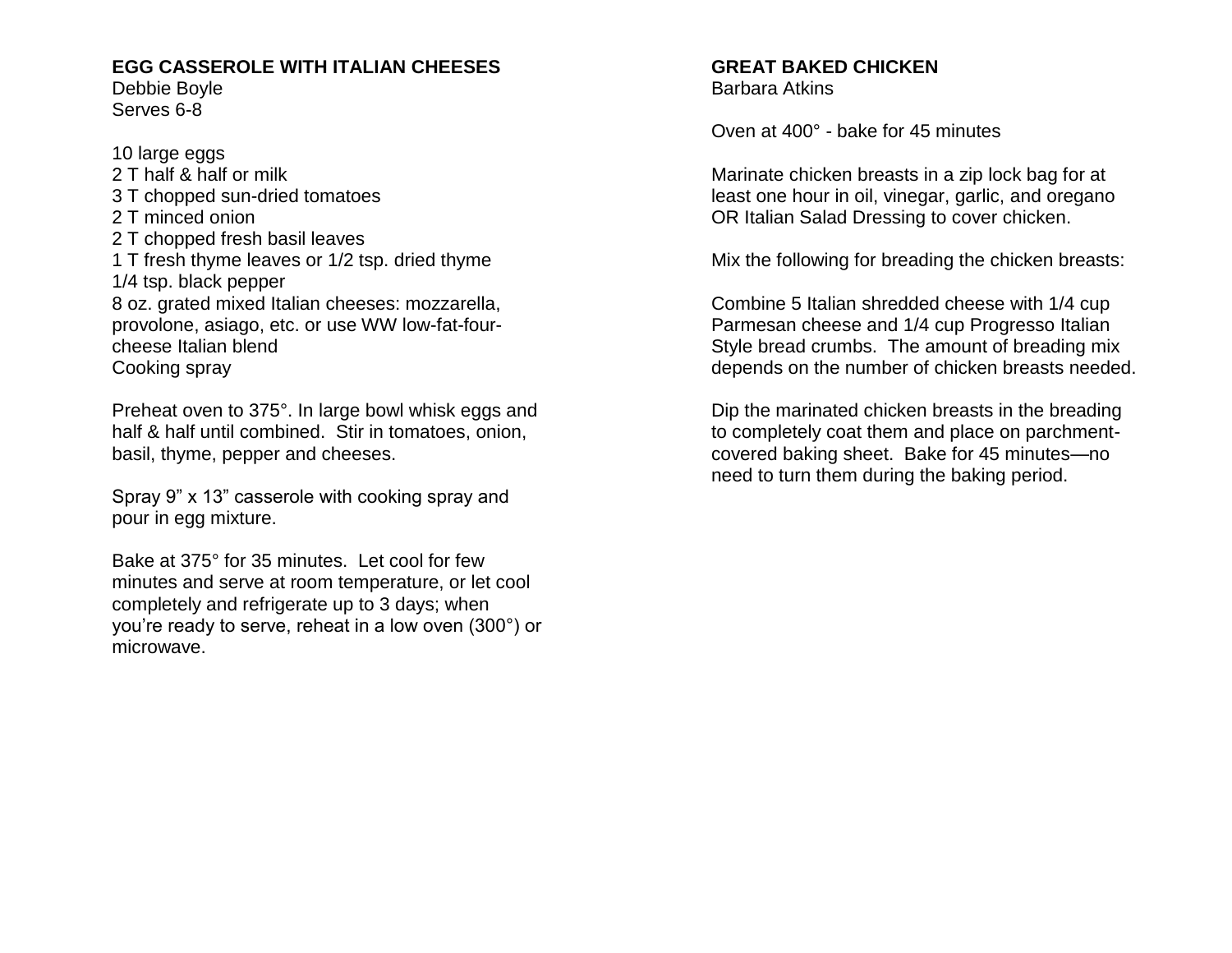## EGG CASSEROLE WITH ITALIAN CHEESES

Debbie Boyle
Serves 6-8

10 large eggs
2 T half & half or milk
3 T chopped sun-dried tomatoes
2 T minced onion
2 T chopped fresh basil leaves
1 T fresh thyme leaves or 1/2 tsp. dried thyme
1/4 tsp. black pepper
8 oz. grated mixed Italian cheeses: mozzarella, provolone, asiago, etc. or use WW low-fat-four-cheese Italian blend
Cooking spray

Preheat oven to 375°. In large bowl whisk eggs and half & half until combined. Stir in tomatoes, onion, basil, thyme, pepper and cheeses.

Spray 9" x 13" casserole with cooking spray and pour in egg mixture.

Bake at 375° for 35 minutes. Let cool for few minutes and serve at room temperature, or let cool completely and refrigerate up to 3 days; when you're ready to serve, reheat in a low oven (300°) or microwave.

## GREAT BAKED CHICKEN

Barbara Atkins

Oven at 400° - bake for 45 minutes

Marinate chicken breasts in a zip lock bag for at least one hour in oil, vinegar, garlic, and oregano OR Italian Salad Dressing to cover chicken.

Mix the following for breading the chicken breasts:

Combine 5 Italian shredded cheese with 1/4 cup Parmesan cheese and 1/4 cup Progresso Italian Style bread crumbs. The amount of breading mix depends on the number of chicken breasts needed.

Dip the marinated chicken breasts in the breading to completely coat them and place on parchment-covered baking sheet. Bake for 45 minutes—no need to turn them during the baking period.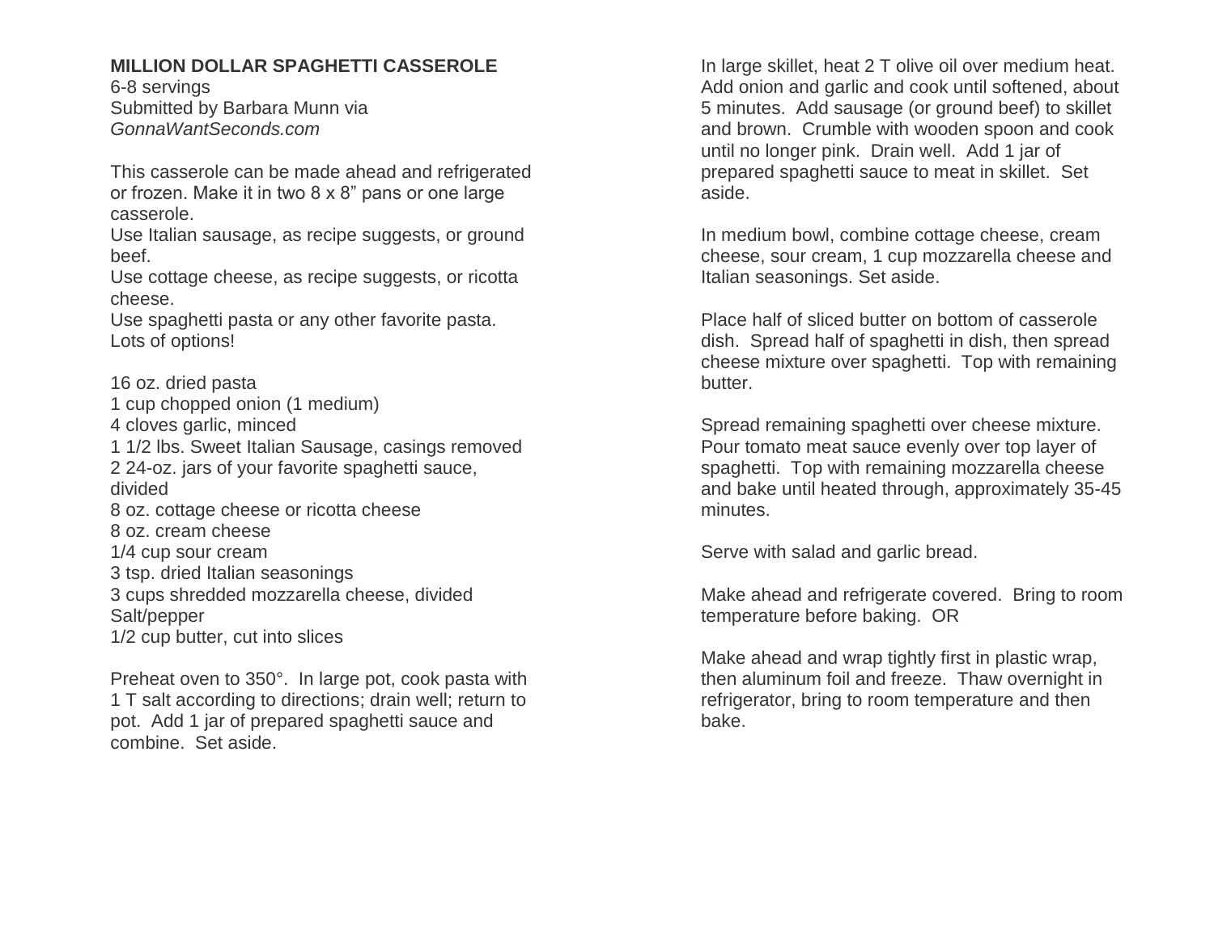## MILLION DOLLAR SPAGHETTI CASSEROLE

6-8 servings
Submitted by Barbara Munn via
*GonnaWantSeconds.com*

This casserole can be made ahead and refrigerated or frozen. Make it in two 8 x 8" pans or one large casserole.
Use Italian sausage, as recipe suggests, or ground beef.
Use cottage cheese, as recipe suggests, or ricotta cheese.
Use spaghetti pasta or any other favorite pasta.
Lots of options!

16 oz. dried pasta
1 cup chopped onion (1 medium)
4 cloves garlic, minced
1 1/2 lbs. Sweet Italian Sausage, casings removed
2 24-oz. jars of your favorite spaghetti sauce, divided
8 oz. cottage cheese or ricotta cheese
8 oz. cream cheese
1/4 cup sour cream
3 tsp. dried Italian seasonings
3 cups shredded mozzarella cheese, divided
Salt/pepper
1/2 cup butter, cut into slices

Preheat oven to 350°. In large pot, cook pasta with 1 T salt according to directions; drain well; return to pot. Add 1 jar of prepared spaghetti sauce and combine. Set aside.

In large skillet, heat 2 T olive oil over medium heat. Add onion and garlic and cook until softened, about 5 minutes. Add sausage (or ground beef) to skillet and brown. Crumble with wooden spoon and cook until no longer pink. Drain well. Add 1 jar of prepared spaghetti sauce to meat in skillet. Set aside.

In medium bowl, combine cottage cheese, cream cheese, sour cream, 1 cup mozzarella cheese and Italian seasonings. Set aside.

Place half of sliced butter on bottom of casserole dish. Spread half of spaghetti in dish, then spread cheese mixture over spaghetti. Top with remaining butter.

Spread remaining spaghetti over cheese mixture. Pour tomato meat sauce evenly over top layer of spaghetti. Top with remaining mozzarella cheese and bake until heated through, approximately 35-45 minutes.

Serve with salad and garlic bread.

Make ahead and refrigerate covered. Bring to room temperature before baking. OR

Make ahead and wrap tightly first in plastic wrap, then aluminum foil and freeze. Thaw overnight in refrigerator, bring to room temperature and then bake.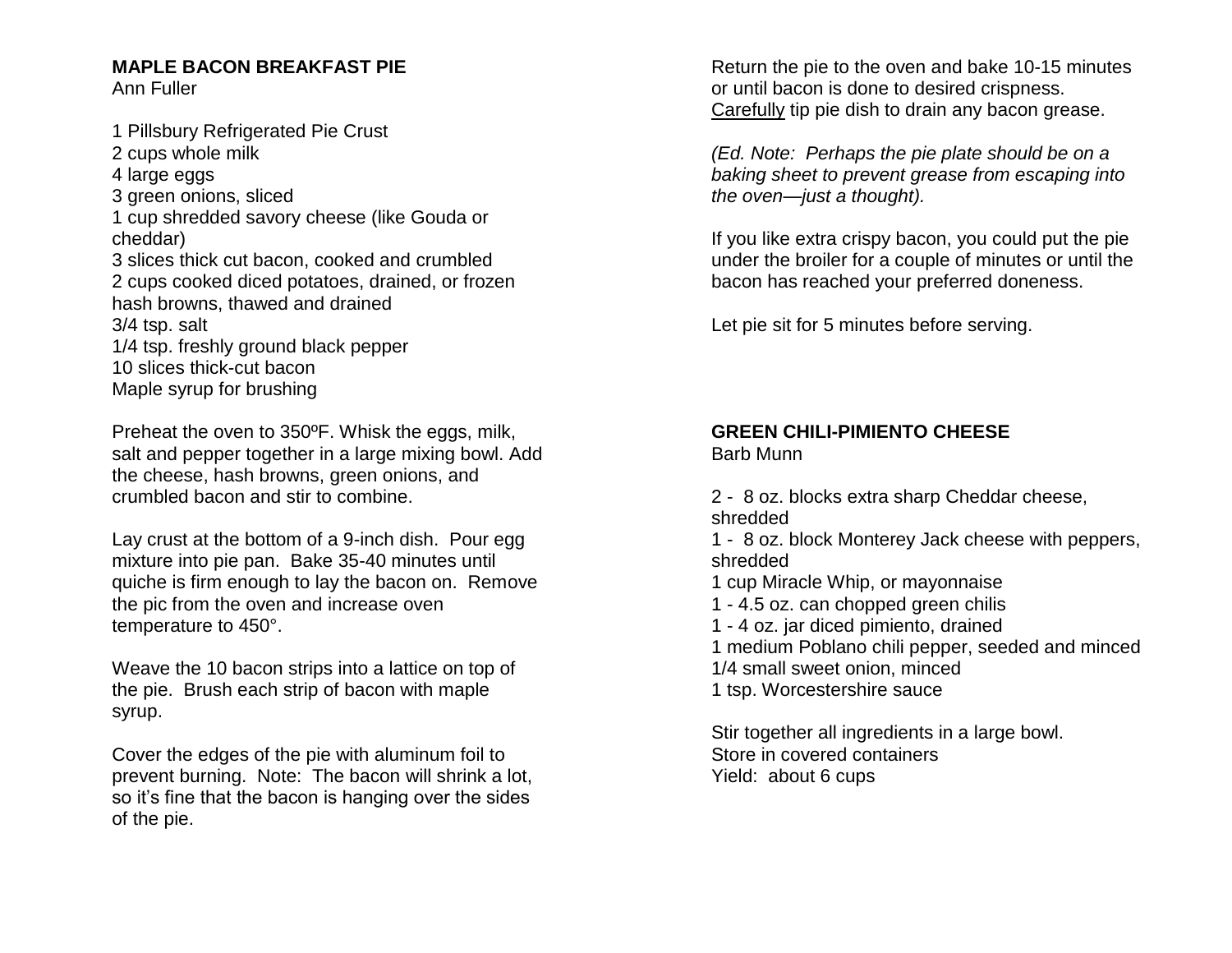## MAPLE BACON BREAKFAST PIE

Ann Fuller

1 Pillsbury Refrigerated Pie Crust
2 cups whole milk
4 large eggs
3 green onions, sliced
1 cup shredded savory cheese (like Gouda or cheddar)
3 slices thick cut bacon, cooked and crumbled
2 cups cooked diced potatoes, drained, or frozen hash browns, thawed and drained
3/4 tsp. salt
1/4 tsp. freshly ground black pepper
10 slices thick-cut bacon
Maple syrup for brushing

Preheat the oven to 350ºF. Whisk the eggs, milk, salt and pepper together in a large mixing bowl. Add the cheese, hash browns, green onions, and crumbled bacon and stir to combine.

Lay crust at the bottom of a 9-inch dish. Pour egg mixture into pie pan. Bake 35-40 minutes until quiche is firm enough to lay the bacon on. Remove the pic from the oven and increase oven temperature to 450°.

Weave the 10 bacon strips into a lattice on top of the pie. Brush each strip of bacon with maple syrup.

Cover the edges of the pie with aluminum foil to prevent burning. Note: The bacon will shrink a lot, so it's fine that the bacon is hanging over the sides of the pie.

Return the pie to the oven and bake 10-15 minutes or until bacon is done to desired crispness. Carefully tip pie dish to drain any bacon grease.

*(Ed. Note: Perhaps the pie plate should be on a baking sheet to prevent grease from escaping into the oven—just a thought).*

If you like extra crispy bacon, you could put the pie under the broiler for a couple of minutes or until the bacon has reached your preferred doneness.

Let pie sit for 5 minutes before serving.

## GREEN CHILI-PIMIENTO CHEESE

Barb Munn

2 - 8 oz. blocks extra sharp Cheddar cheese, shredded
1 - 8 oz. block Monterey Jack cheese with peppers, shredded
1 cup Miracle Whip, or mayonnaise
1 - 4.5 oz. can chopped green chilis
1 - 4 oz. jar diced pimiento, drained
1 medium Poblano chili pepper, seeded and minced
1/4 small sweet onion, minced
1 tsp. Worcestershire sauce

Stir together all ingredients in a large bowl.
Store in covered containers
Yield: about 6 cups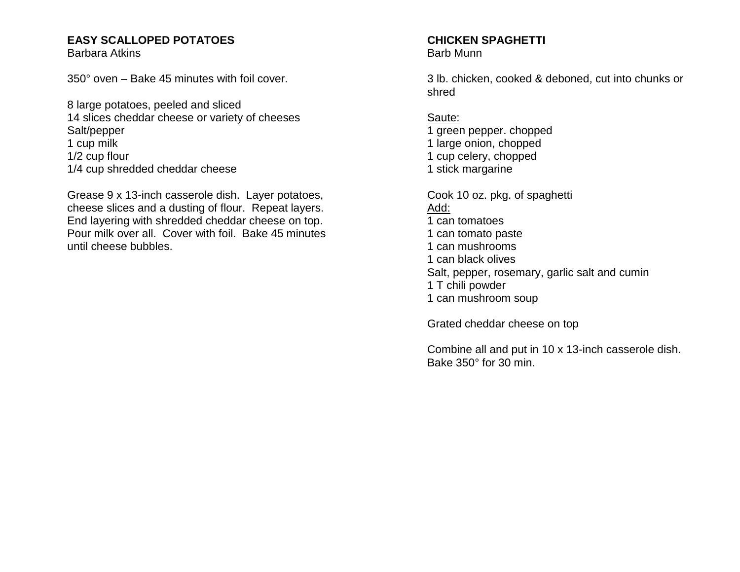**EASY SCALLOPED POTATOES**
Barbara Atkins

350° oven – Bake 45 minutes with foil cover.

8 large potatoes, peeled and sliced
14 slices cheddar cheese or variety of cheeses
Salt/pepper
1 cup milk
1/2 cup flour
1/4 cup shredded cheddar cheese

Grease 9 x 13-inch casserole dish. Layer potatoes, cheese slices and a dusting of flour. Repeat layers. End layering with shredded cheddar cheese on top. Pour milk over all. Cover with foil. Bake 45 minutes until cheese bubbles.

**CHICKEN SPAGHETTI**
Barb Munn

3 lb. chicken, cooked & deboned, cut into chunks or shred

<u>Saute:</u>
1 green pepper. chopped
1 large onion, chopped
1 cup celery, chopped
1 stick margarine

Cook 10 oz. pkg. of spaghetti
<u>Add:</u>
1 can tomatoes
1 can tomato paste
1 can mushrooms
1 can black olives
Salt, pepper, rosemary, garlic salt and cumin
1 T chili powder
1 can mushroom soup

Grated cheddar cheese on top

Combine all and put in 10 x 13-inch casserole dish. Bake 350° for 30 min.